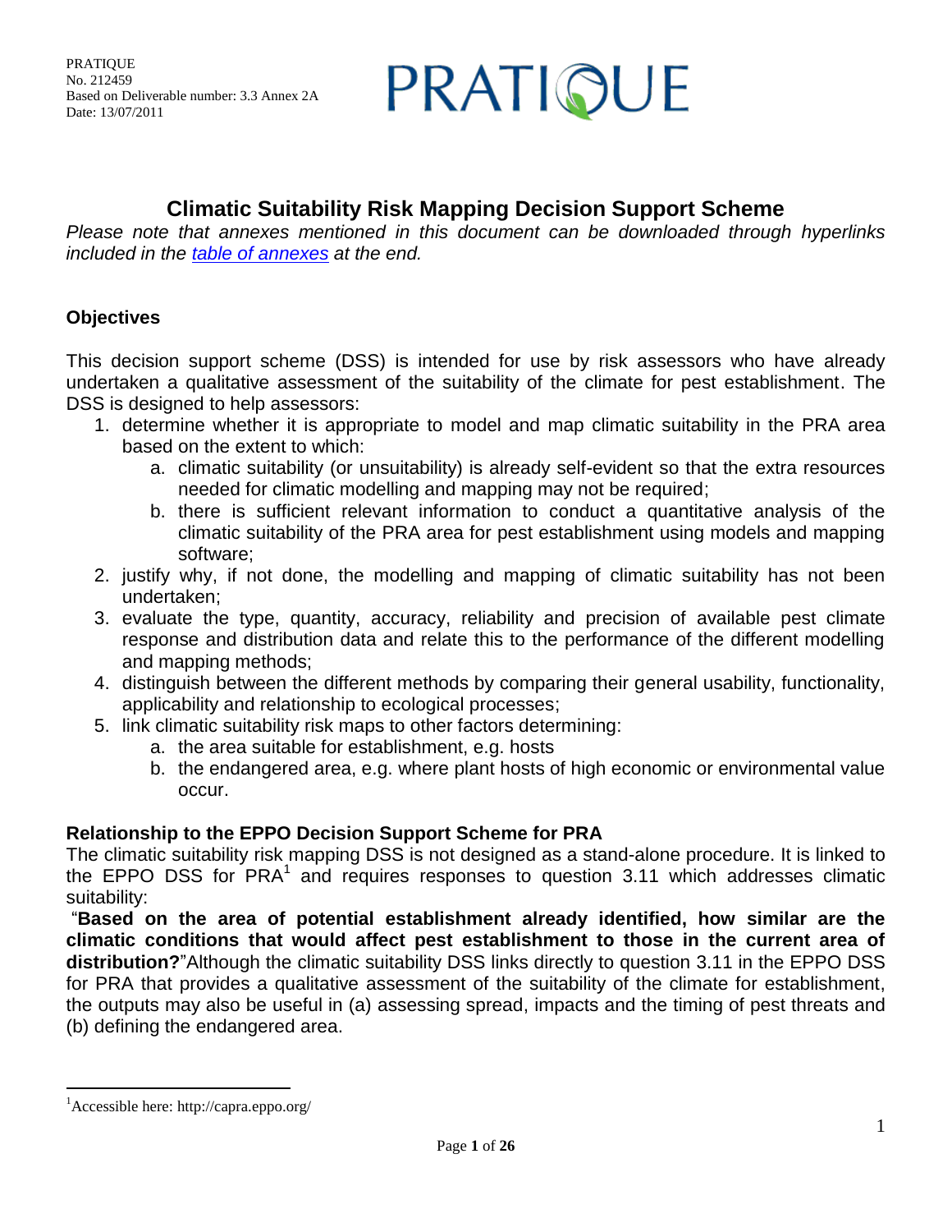PRATIQUE
No. 212459
Based on Deliverable number: 3.3 Annex 2A
Date: 13/07/2011

# Climatic Suitability Risk Mapping Decision Support Scheme

*Please note that annexes mentioned in this document can be downloaded through hyperlinks included in the table of annexes at the end.*

## Objectives

This decision support scheme (DSS) is intended for use by risk assessors who have already undertaken a qualitative assessment of the suitability of the climate for pest establishment. The DSS is designed to help assessors:

1. determine whether it is appropriate to model and map climatic suitability in the PRA area based on the extent to which:
   a. climatic suitability (or unsuitability) is already self-evident so that the extra resources needed for climatic modelling and mapping may not be required;
   b. there is sufficient relevant information to conduct a quantitative analysis of the climatic suitability of the PRA area for pest establishment using models and mapping software;
2. justify why, if not done, the modelling and mapping of climatic suitability has not been undertaken;
3. evaluate the type, quantity, accuracy, reliability and precision of available pest climate response and distribution data and relate this to the performance of the different modelling and mapping methods;
4. distinguish between the different methods by comparing their general usability, functionality, applicability and relationship to ecological processes;
5. link climatic suitability risk maps to other factors determining:
   a. the area suitable for establishment, e.g. hosts
   b. the endangered area, e.g. where plant hosts of high economic or environmental value occur.

## Relationship to the EPPO Decision Support Scheme for PRA

The climatic suitability risk mapping DSS is not designed as a stand-alone procedure. It is linked to the EPPO DSS for PRA[1] and requires responses to question 3.11 which addresses climatic suitability:

"**Based on the area of potential establishment already identified, how similar are the climatic conditions that would affect pest establishment to those in the current area of distribution?**"Although the climatic suitability DSS links directly to question 3.11 in the EPPO DSS for PRA that provides a qualitative assessment of the suitability of the climate for establishment, the outputs may also be useful in (a) assessing spread, impacts and the timing of pest threats and (b) defining the endangered area.

[1] Accessible here: http://capra.eppo.org/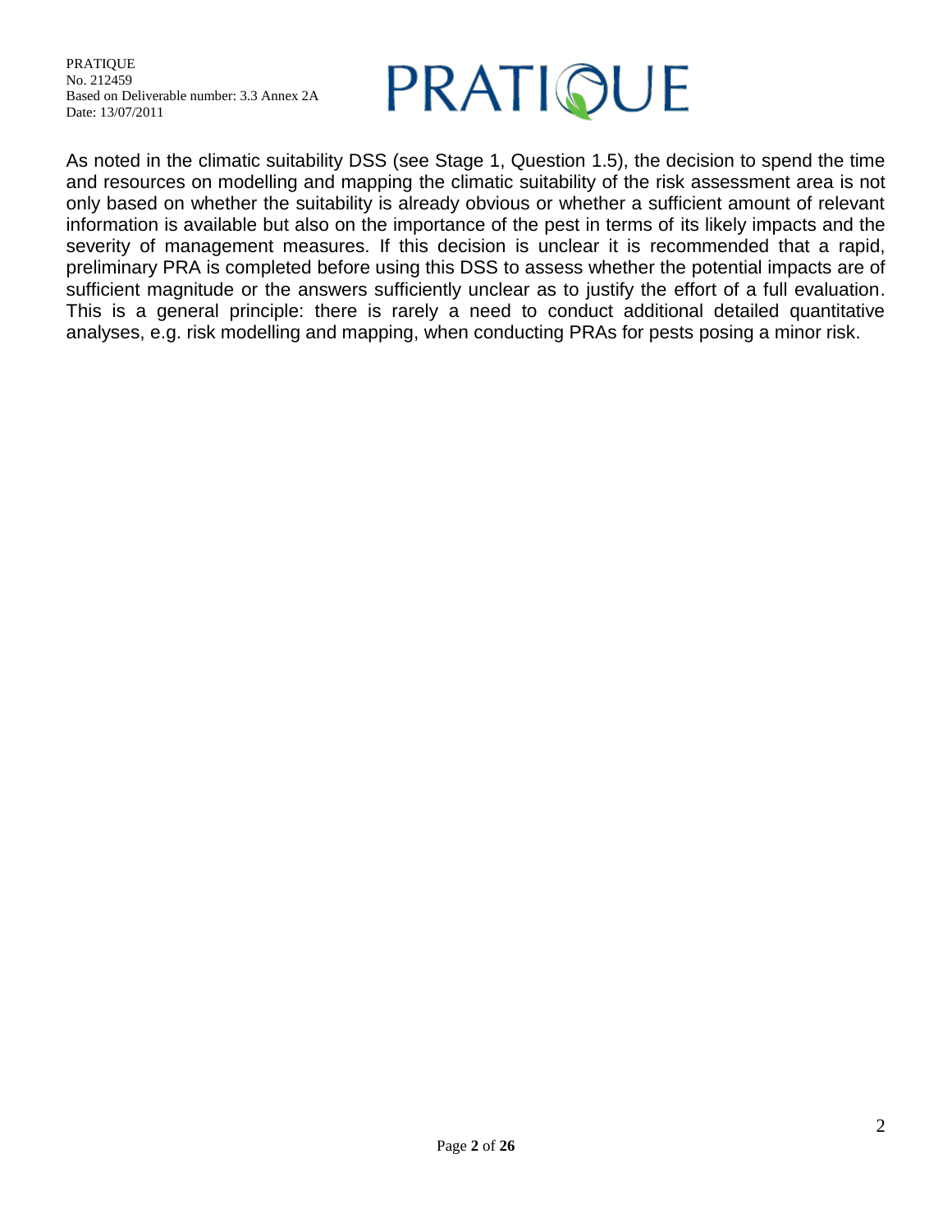As noted in the climatic suitability DSS (see Stage 1, Question 1.5), the decision to spend the time and resources on modelling and mapping the climatic suitability of the risk assessment area is not only based on whether the suitability is already obvious or whether a sufficient amount of relevant information is available but also on the importance of the pest in terms of its likely impacts and the severity of management measures. If this decision is unclear it is recommended that a rapid, preliminary PRA is completed before using this DSS to assess whether the potential impacts are of sufficient magnitude or the answers sufficiently unclear as to justify the effort of a full evaluation. This is a general principle: there is rarely a need to conduct additional detailed quantitative analyses, e.g. risk modelling and mapping, when conducting PRAs for pests posing a minor risk.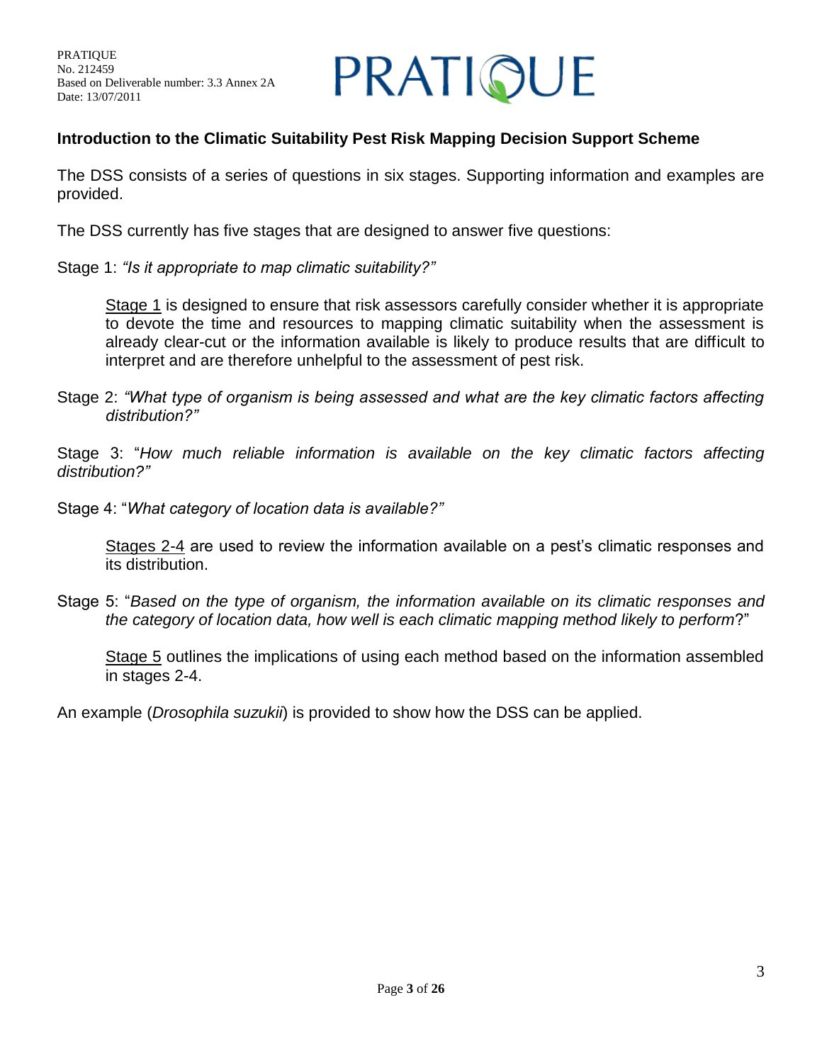## Introduction to the Climatic Suitability Pest Risk Mapping Decision Support Scheme

The DSS consists of a series of questions in six stages. Supporting information and examples are provided.

The DSS currently has five stages that are designed to answer five questions:

Stage 1: *"Is it appropriate to map climatic suitability?"*

> Stage 1 is designed to ensure that risk assessors carefully consider whether it is appropriate to devote the time and resources to mapping climatic suitability when the assessment is already clear-cut or the information available is likely to produce results that are difficult to interpret and are therefore unhelpful to the assessment of pest risk.

Stage 2: *"What type of organism is being assessed and what are the key climatic factors affecting distribution?"*

Stage 3: "*How much reliable information is available on the key climatic factors affecting distribution?"*

Stage 4: "*What category of location data is available?"*

> Stages 2-4 are used to review the information available on a pest's climatic responses and its distribution.

Stage 5: "*Based on the type of organism, the information available on its climatic responses and the category of location data, how well is each climatic mapping method likely to perform*?"

> Stage 5 outlines the implications of using each method based on the information assembled in stages 2-4.

An example (*Drosophila suzukii*) is provided to show how the DSS can be applied.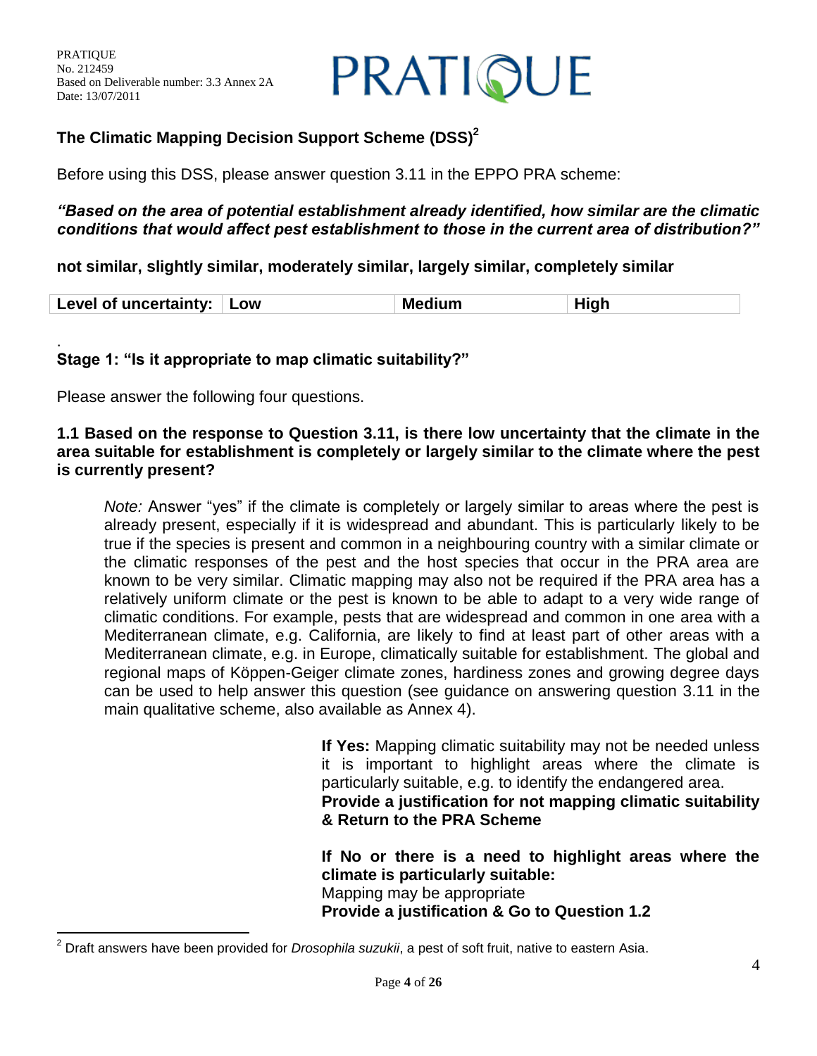## The Climatic Mapping Decision Support Scheme (DSS)[2]

Before using this DSS, please answer question 3.11 in the EPPO PRA scheme:

***"Based on the area of potential establishment already identified, how similar are the climatic conditions that would affect pest establishment to those in the current area of distribution?"***

**not similar, slightly similar, moderately similar, largely similar, completely similar**

| Level of uncertainty: | Low | Medium | High |
|---|---|---|---|

.

### Stage 1: "Is it appropriate to map climatic suitability?"

Please answer the following four questions.

**1.1 Based on the response to Question 3.11, is there low uncertainty that the climate in the area suitable for establishment is completely or largely similar to the climate where the pest is currently present?**

> *Note:* Answer "yes" if the climate is completely or largely similar to areas where the pest is already present, especially if it is widespread and abundant. This is particularly likely to be true if the species is present and common in a neighbouring country with a similar climate or the climatic responses of the pest and the host species that occur in the PRA area are known to be very similar. Climatic mapping may also not be required if the PRA area has a relatively uniform climate or the pest is known to be able to adapt to a very wide range of climatic conditions. For example, pests that are widespread and common in one area with a Mediterranean climate, e.g. California, are likely to find at least part of other areas with a Mediterranean climate, e.g. in Europe, climatically suitable for establishment. The global and regional maps of Köppen-Geiger climate zones, hardiness zones and growing degree days can be used to help answer this question (see guidance on answering question 3.11 in the main qualitative scheme, also available as Annex 4).

**If Yes:** Mapping climatic suitability may not be needed unless it is important to highlight areas where the climate is particularly suitable, e.g. to identify the endangered area.
**Provide a justification for not mapping climatic suitability & Return to the PRA Scheme**

**If No or there is a need to highlight areas where the climate is particularly suitable:**
Mapping may be appropriate
**Provide a justification & Go to Question 1.2**

---

[2] Draft answers have been provided for *Drosophila suzukii*, a pest of soft fruit, native to eastern Asia.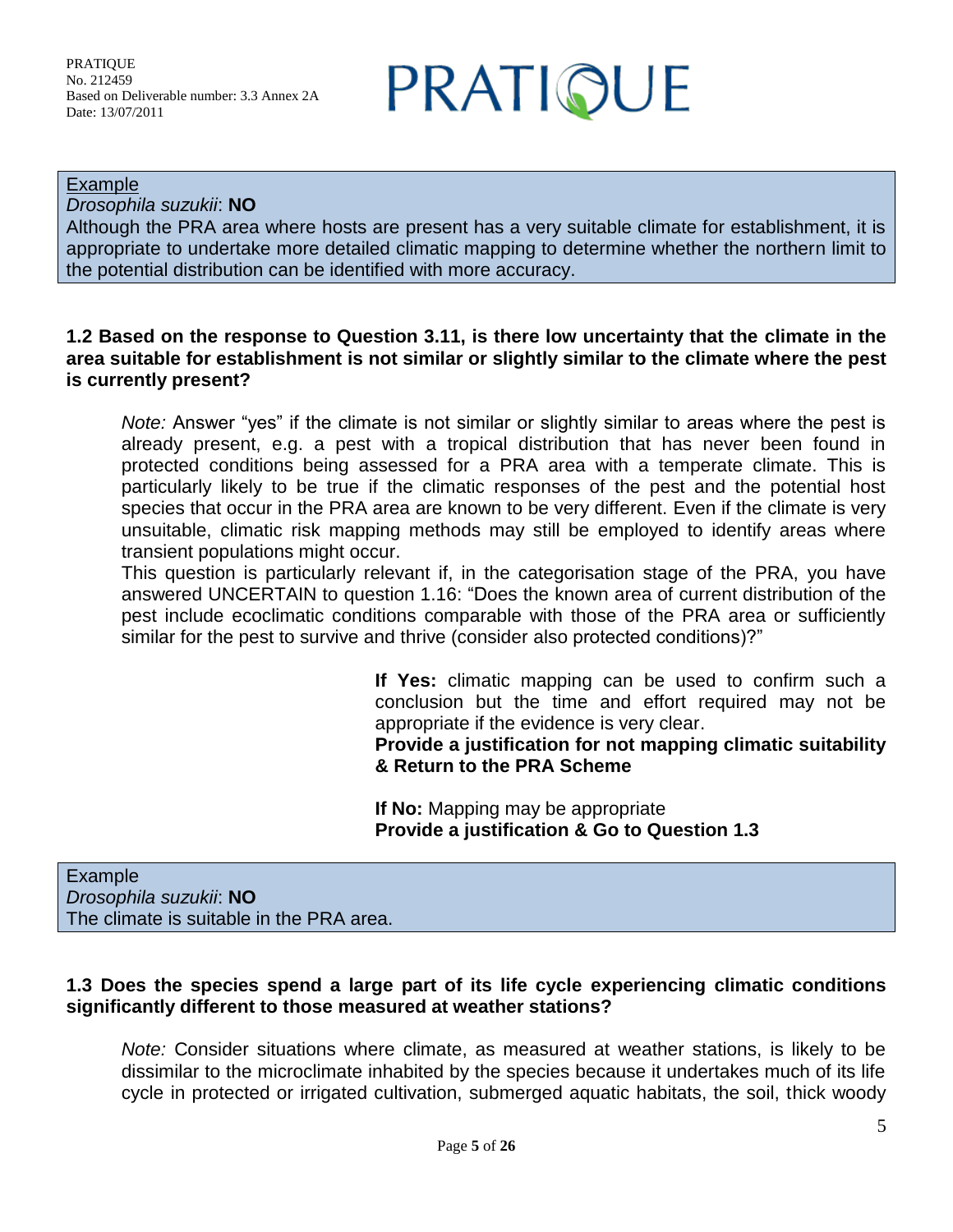Example

*Drosophila suzukii*: **NO**

Although the PRA area where hosts are present has a very suitable climate for establishment, it is appropriate to undertake more detailed climatic mapping to determine whether the northern limit to the potential distribution can be identified with more accuracy.

**1.2 Based on the response to Question 3.11, is there low uncertainty that the climate in the area suitable for establishment is not similar or slightly similar to the climate where the pest is currently present?**

*Note:* Answer "yes" if the climate is not similar or slightly similar to areas where the pest is already present, e.g. a pest with a tropical distribution that has never been found in protected conditions being assessed for a PRA area with a temperate climate. This is particularly likely to be true if the climatic responses of the pest and the potential host species that occur in the PRA area are known to be very different. Even if the climate is very unsuitable, climatic risk mapping methods may still be employed to identify areas where transient populations might occur.

This question is particularly relevant if, in the categorisation stage of the PRA, you have answered UNCERTAIN to question 1.16: "Does the known area of current distribution of the pest include ecoclimatic conditions comparable with those of the PRA area or sufficiently similar for the pest to survive and thrive (consider also protected conditions)?"

**If Yes:** climatic mapping can be used to confirm such a conclusion but the time and effort required may not be appropriate if the evidence is very clear.
**Provide a justification for not mapping climatic suitability & Return to the PRA Scheme**

**If No:** Mapping may be appropriate
**Provide a justification & Go to Question 1.3**

Example

*Drosophila suzukii*: **NO**

The climate is suitable in the PRA area.

**1.3 Does the species spend a large part of its life cycle experiencing climatic conditions significantly different to those measured at weather stations?**

*Note:* Consider situations where climate, as measured at weather stations, is likely to be dissimilar to the microclimate inhabited by the species because it undertakes much of its life cycle in protected or irrigated cultivation, submerged aquatic habitats, the soil, thick woody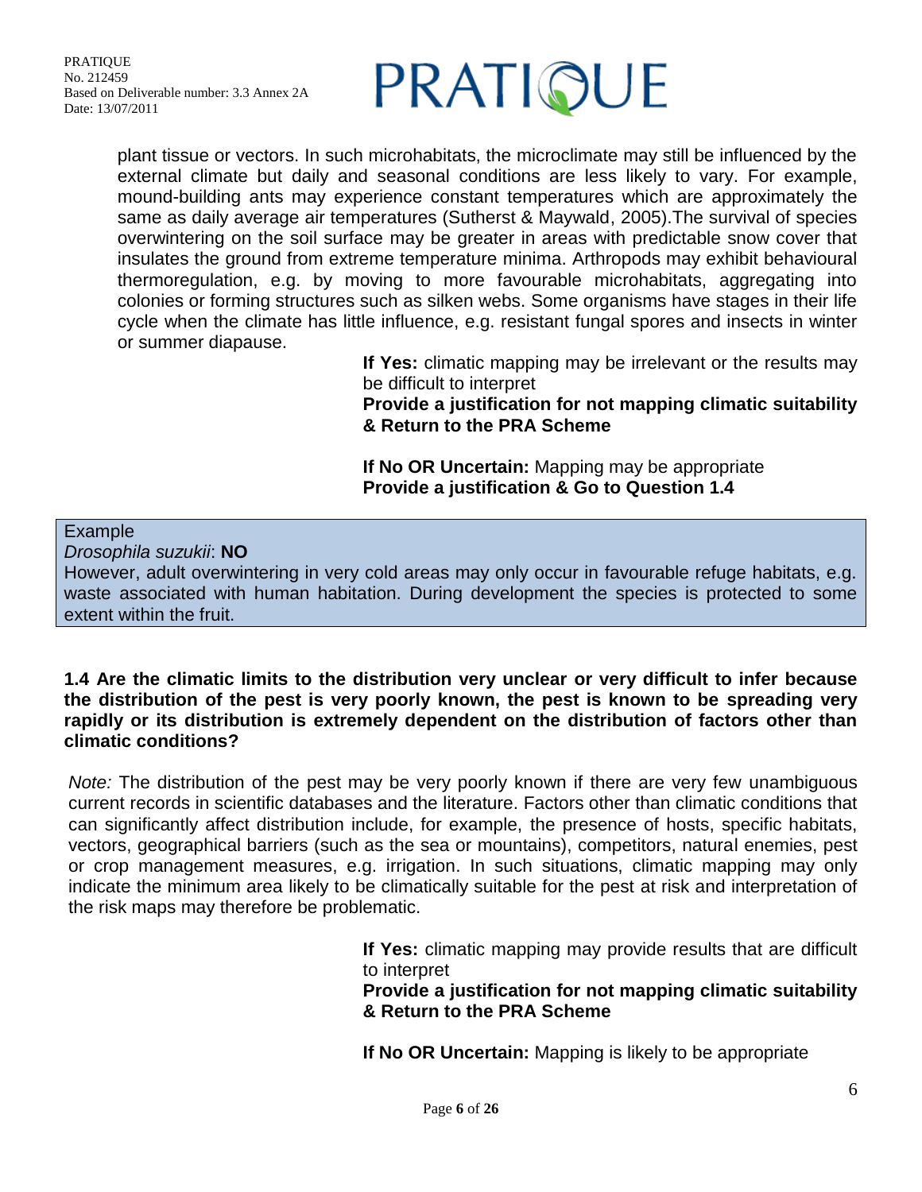plant tissue or vectors. In such microhabitats, the microclimate may still be influenced by the external climate but daily and seasonal conditions are less likely to vary. For example, mound-building ants may experience constant temperatures which are approximately the same as daily average air temperatures (Sutherst & Maywald, 2005).The survival of species overwintering on the soil surface may be greater in areas with predictable snow cover that insulates the ground from extreme temperature minima. Arthropods may exhibit behavioural thermoregulation, e.g. by moving to more favourable microhabitats, aggregating into colonies or forming structures such as silken webs. Some organisms have stages in their life cycle when the climate has little influence, e.g. resistant fungal spores and insects in winter or summer diapause.

**If Yes:** climatic mapping may be irrelevant or the results may be difficult to interpret
**Provide a justification for not mapping climatic suitability & Return to the PRA Scheme**

**If No OR Uncertain:** Mapping may be appropriate
**Provide a justification & Go to Question 1.4**

> Example
> *Drosophila suzukii*: **NO**
> However, adult overwintering in very cold areas may only occur in favourable refuge habitats, e.g. waste associated with human habitation. During development the species is protected to some extent within the fruit.

**1.4 Are the climatic limits to the distribution very unclear or very difficult to infer because the distribution of the pest is very poorly known, the pest is known to be spreading very rapidly or its distribution is extremely dependent on the distribution of factors other than climatic conditions?**

*Note:* The distribution of the pest may be very poorly known if there are very few unambiguous current records in scientific databases and the literature. Factors other than climatic conditions that can significantly affect distribution include, for example, the presence of hosts, specific habitats, vectors, geographical barriers (such as the sea or mountains), competitors, natural enemies, pest or crop management measures, e.g. irrigation. In such situations, climatic mapping may only indicate the minimum area likely to be climatically suitable for the pest at risk and interpretation of the risk maps may therefore be problematic.

**If Yes:** climatic mapping may provide results that are difficult to interpret
**Provide a justification for not mapping climatic suitability & Return to the PRA Scheme**

**If No OR Uncertain:** Mapping is likely to be appropriate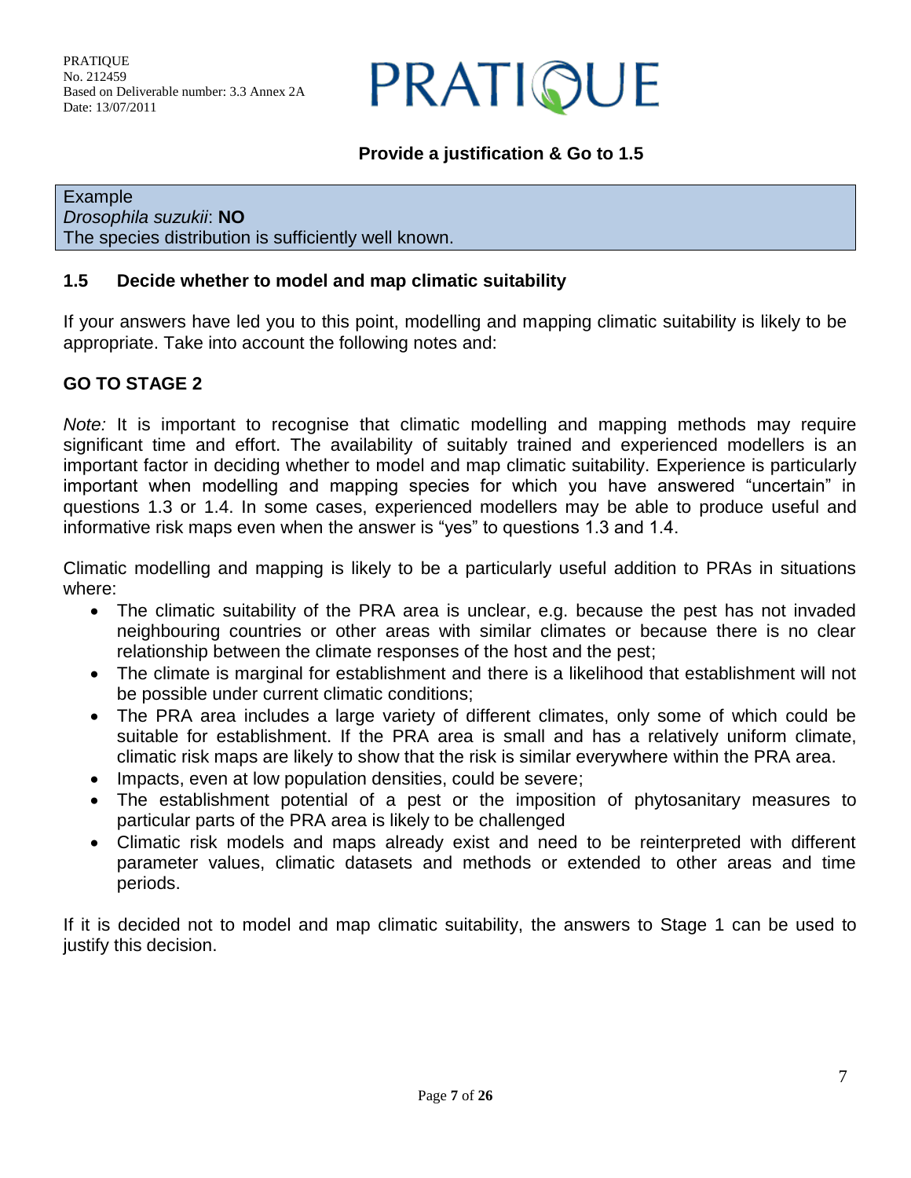**Provide a justification & Go to 1.5**

| Example |
| --- |
| *Drosophila suzukii*: **NO** |
| The species distribution is sufficiently well known. |

### 1.5 Decide whether to model and map climatic suitability

If your answers have led you to this point, modelling and mapping climatic suitability is likely to be appropriate. Take into account the following notes and:

**GO TO STAGE 2**

*Note:* It is important to recognise that climatic modelling and mapping methods may require significant time and effort. The availability of suitably trained and experienced modellers is an important factor in deciding whether to model and map climatic suitability. Experience is particularly important when modelling and mapping species for which you have answered "uncertain" in questions 1.3 or 1.4. In some cases, experienced modellers may be able to produce useful and informative risk maps even when the answer is "yes" to questions 1.3 and 1.4.

Climatic modelling and mapping is likely to be a particularly useful addition to PRAs in situations where:

- The climatic suitability of the PRA area is unclear, e.g. because the pest has not invaded neighbouring countries or other areas with similar climates or because there is no clear relationship between the climate responses of the host and the pest;
- The climate is marginal for establishment and there is a likelihood that establishment will not be possible under current climatic conditions;
- The PRA area includes a large variety of different climates, only some of which could be suitable for establishment. If the PRA area is small and has a relatively uniform climate, climatic risk maps are likely to show that the risk is similar everywhere within the PRA area.
- Impacts, even at low population densities, could be severe;
- The establishment potential of a pest or the imposition of phytosanitary measures to particular parts of the PRA area is likely to be challenged
- Climatic risk models and maps already exist and need to be reinterpreted with different parameter values, climatic datasets and methods or extended to other areas and time periods.

If it is decided not to model and map climatic suitability, the answers to Stage 1 can be used to justify this decision.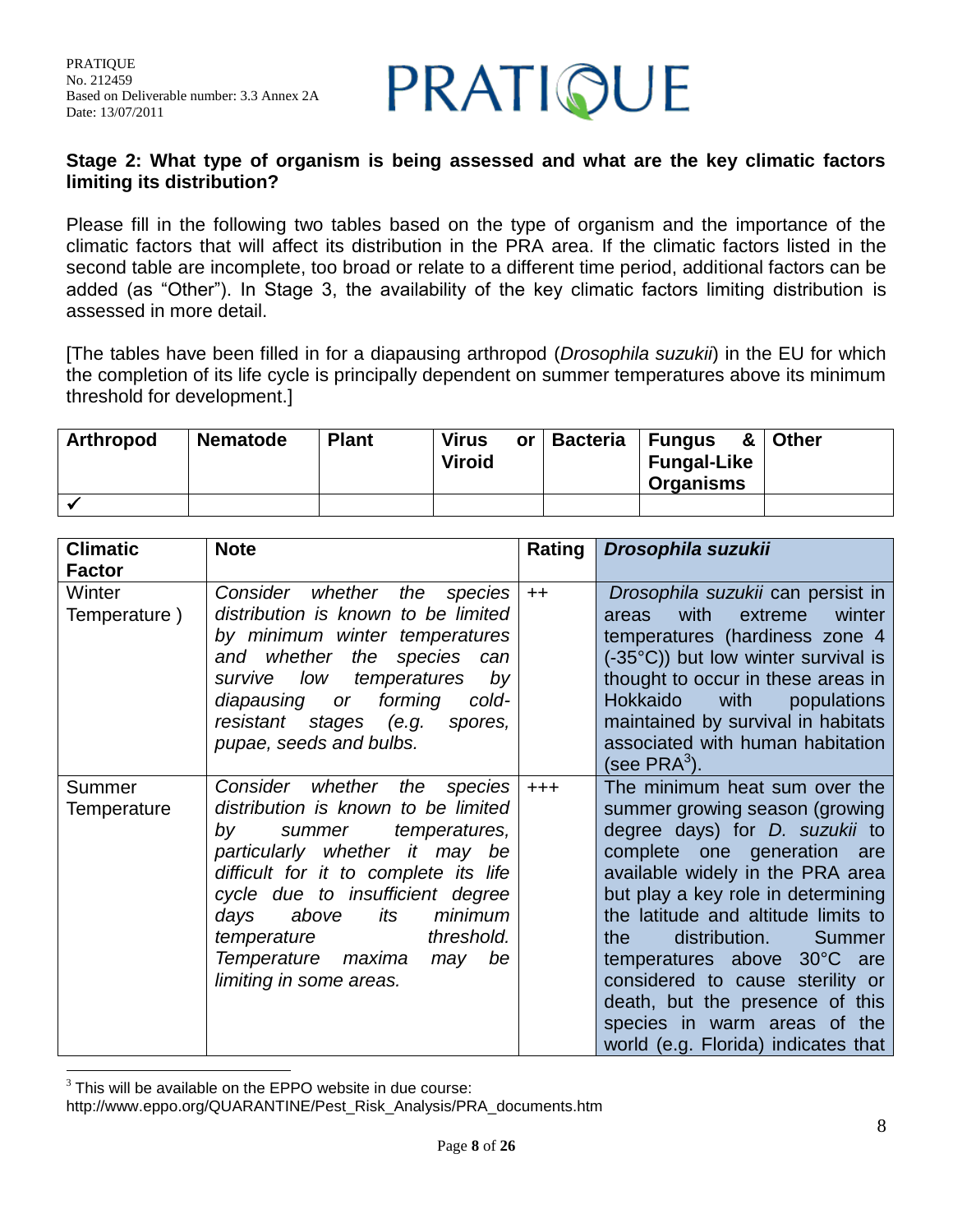**Stage 2: What type of organism is being assessed and what are the key climatic factors limiting its distribution?**

Please fill in the following two tables based on the type of organism and the importance of the climatic factors that will affect its distribution in the PRA area. If the climatic factors listed in the second table are incomplete, too broad or relate to a different time period, additional factors can be added (as "Other"). In Stage 3, the availability of the key climatic factors limiting distribution is assessed in more detail.

[The tables have been filled in for a diapausing arthropod (*Drosophila suzukii*) in the EU for which the completion of its life cycle is principally dependent on summer temperatures above its minimum threshold for development.]

| Arthropod | Nematode | Plant | Virus or Viroid | Bacteria | Fungus & Fungal-Like Organisms | Other |
|---|---|---|---|---|---|---|
| ✓ | | | | | | |

| Climatic Factor | Note | Rating | *Drosophila suzukii* |
|---|---|---|---|
| Winter Temperature ) | *Consider whether the species distribution is known to be limited by minimum winter temperatures and whether the species can survive low temperatures by diapausing or forming cold-resistant stages (e.g. spores, pupae, seeds and bulbs.* | ++ | *Drosophila suzukii* can persist in areas with extreme winter temperatures (hardiness zone 4 (-35°C)) but low winter survival is thought to occur in these areas in Hokkaido with populations maintained by survival in habitats associated with human habitation (see PRA[3]). |
| Summer Temperature | *Consider whether the species distribution is known to be limited by summer temperatures, particularly whether it may be difficult for it to complete its life cycle due to insufficient degree days above its minimum temperature threshold. Temperature maxima may be limiting in some areas.* | +++ | The minimum heat sum over the summer growing season (growing degree days) for *D. suzukii* to complete one generation are available widely in the PRA area but play a key role in determining the latitude and altitude limits to the distribution. Summer temperatures above 30°C are considered to cause sterility or death, but the presence of this species in warm areas of the world (e.g. Florida) indicates that |

[3] This will be available on the EPPO website in due course: http://www.eppo.org/QUARANTINE/Pest_Risk_Analysis/PRA_documents.htm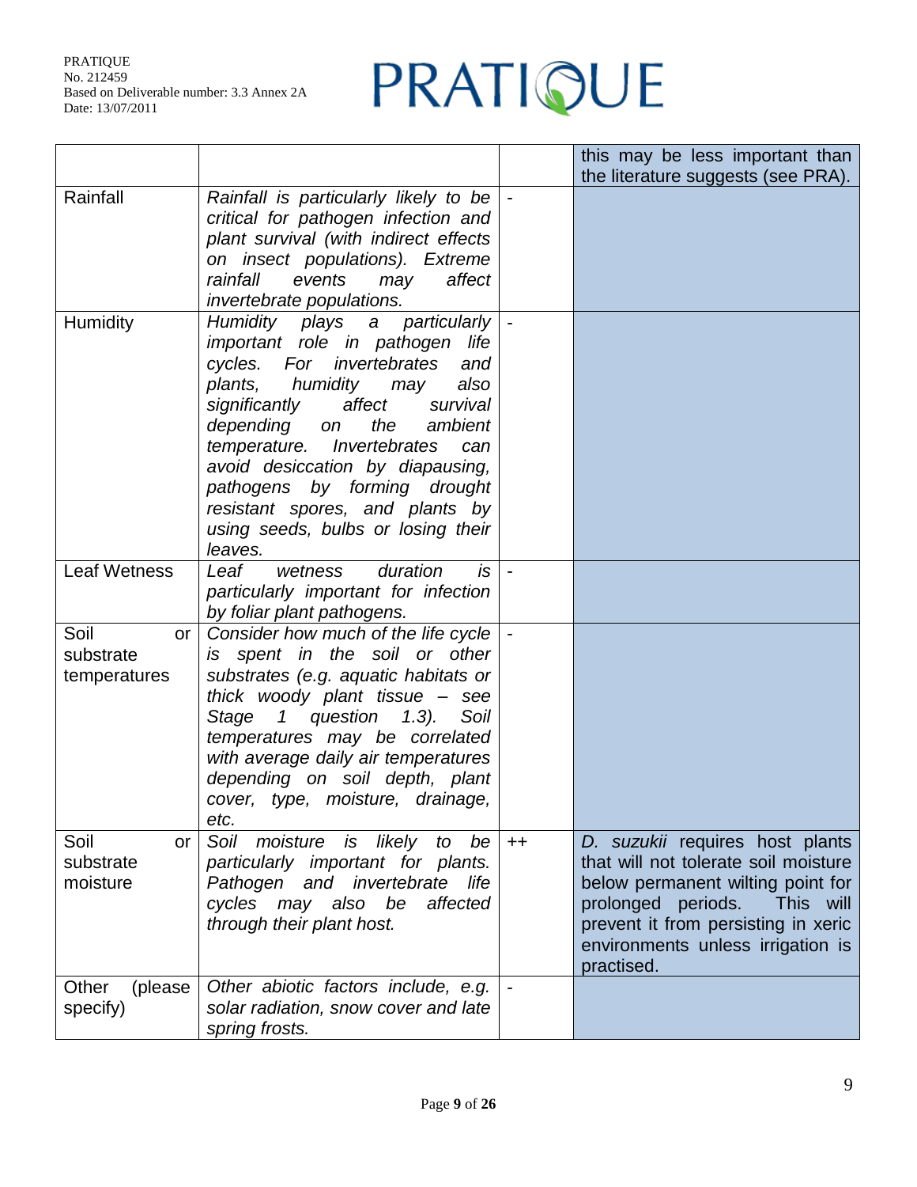| | | | |
|---|---|---|---|
| | | | this may be less important than the literature suggests (see PRA). |
| Rainfall | *Rainfall is particularly likely to be critical for pathogen infection and plant survival (with indirect effects on insect populations). Extreme rainfall events may affect invertebrate populations.* | - | |
| Humidity | *Humidity plays a particularly important role in pathogen life cycles. For invertebrates and plants, humidity may also significantly affect survival depending on the ambient temperature. Invertebrates can avoid desiccation by diapausing, pathogens by forming drought resistant spores, and plants by using seeds, bulbs or losing their leaves.* | - | |
| Leaf Wetness | *Leaf wetness duration is particularly important for infection by foliar plant pathogens.* | - | |
| Soil or substrate temperatures | *Consider how much of the life cycle is spent in the soil or other substrates (e.g. aquatic habitats or thick woody plant tissue – see Stage 1 question 1.3). Soil temperatures may be correlated with average daily air temperatures depending on soil depth, plant cover, type, moisture, drainage, etc.* | - | |
| Soil or substrate moisture | *Soil moisture is likely to be particularly important for plants. Pathogen and invertebrate life cycles may also be affected through their plant host.* | ++ | *D. suzukii* requires host plants that will not tolerate soil moisture below permanent wilting point for prolonged periods. This will prevent it from persisting in xeric environments unless irrigation is practised. |
| Other (please specify) | *Other abiotic factors include, e.g. solar radiation, snow cover and late spring frosts.* | - | |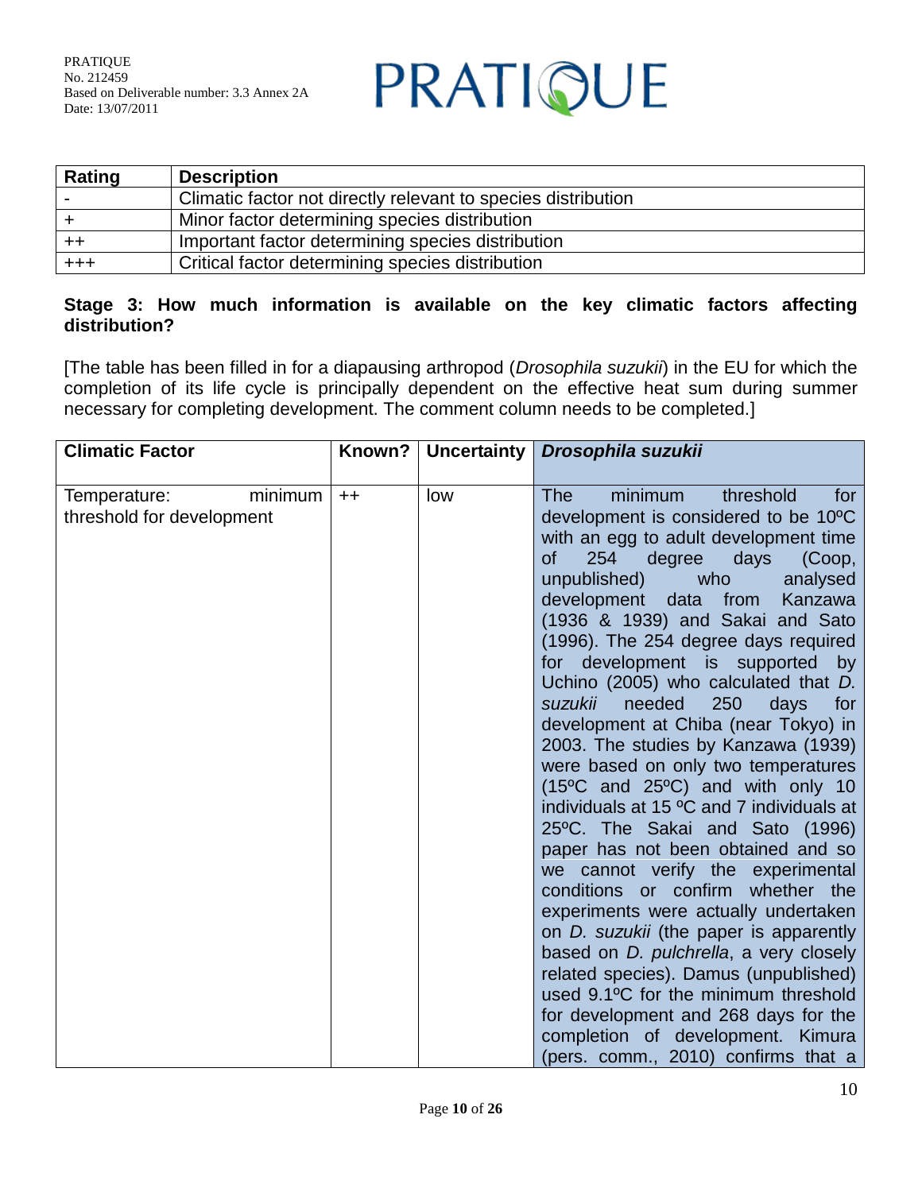| Rating | Description |
|---|---|
| - | Climatic factor not directly relevant to species distribution |
| + | Minor factor determining species distribution |
| ++ | Important factor determining species distribution |
| +++ | Critical factor determining species distribution |

**Stage 3: How much information is available on the key climatic factors affecting distribution?**

[The table has been filled in for a diapausing arthropod (*Drosophila suzukii*) in the EU for which the completion of its life cycle is principally dependent on the effective heat sum during summer necessary for completing development. The comment column needs to be completed.]

| Climatic Factor | Known? | Uncertainty | ***Drosophila suzukii*** |
|---|---|---|---|
| Temperature: minimum threshold for development | ++ | low | The minimum threshold for development is considered to be 10ºC with an egg to adult development time of 254 degree days (Coop, unpublished) who analysed development data from Kanzawa (1936 & 1939) and Sakai and Sato (1996). The 254 degree days required for development is supported by Uchino (2005) who calculated that *D. suzukii* needed 250 days for development at Chiba (near Tokyo) in 2003. The studies by Kanzawa (1939) were based on only two temperatures (15ºC and 25ºC) and with only 10 individuals at 15 ºC and 7 individuals at 25ºC. The Sakai and Sato (1996) paper has not been obtained and so we cannot verify the experimental conditions or confirm whether the experiments were actually undertaken on *D. suzukii* (the paper is apparently based on *D. pulchrella*, a very closely related species). Damus (unpublished) used 9.1ºC for the minimum threshold for development and 268 days for the completion of development. Kimura (pers. comm., 2010) confirms that a |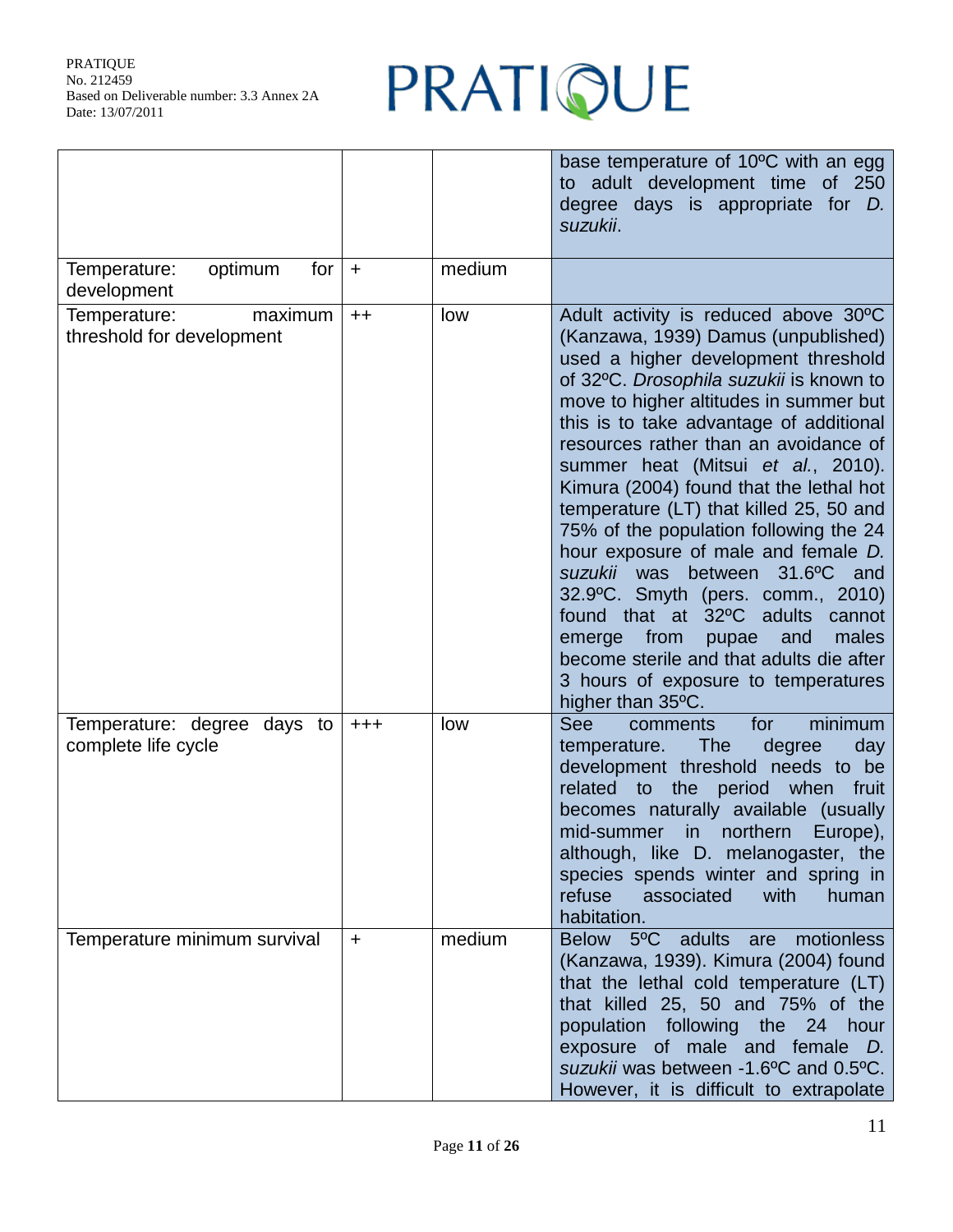| | | | |
|---|---|---|---|
| | | | base temperature of 10ºC with an egg to adult development time of 250 degree days is appropriate for *D. suzukii*. |
| Temperature: optimum for development | + | medium | |
| Temperature: maximum threshold for development | ++ | low | Adult activity is reduced above 30ºC (Kanzawa, 1939) Damus (unpublished) used a higher development threshold of 32ºC. *Drosophila suzukii* is known to move to higher altitudes in summer but this is to take advantage of additional resources rather than an avoidance of summer heat (Mitsui *et al.*, 2010). Kimura (2004) found that the lethal hot temperature (LT) that killed 25, 50 and 75% of the population following the 24 hour exposure of male and female *D. suzukii* was between 31.6ºC and 32.9ºC. Smyth (pers. comm., 2010) found that at 32ºC adults cannot emerge from pupae and males become sterile and that adults die after 3 hours of exposure to temperatures higher than 35ºC. |
| Temperature: degree days to complete life cycle | +++ | low | See comments for minimum temperature. The degree day development threshold needs to be related to the period when fruit becomes naturally available (usually mid-summer in northern Europe), although, like D. melanogaster, the species spends winter and spring in refuse associated with human habitation. |
| Temperature minimum survival | + | medium | Below 5ºC adults are motionless (Kanzawa, 1939). Kimura (2004) found that the lethal cold temperature (LT) that killed 25, 50 and 75% of the population following the 24 hour exposure of male and female *D. suzukii* was between -1.6ºC and 0.5ºC. However, it is difficult to extrapolate |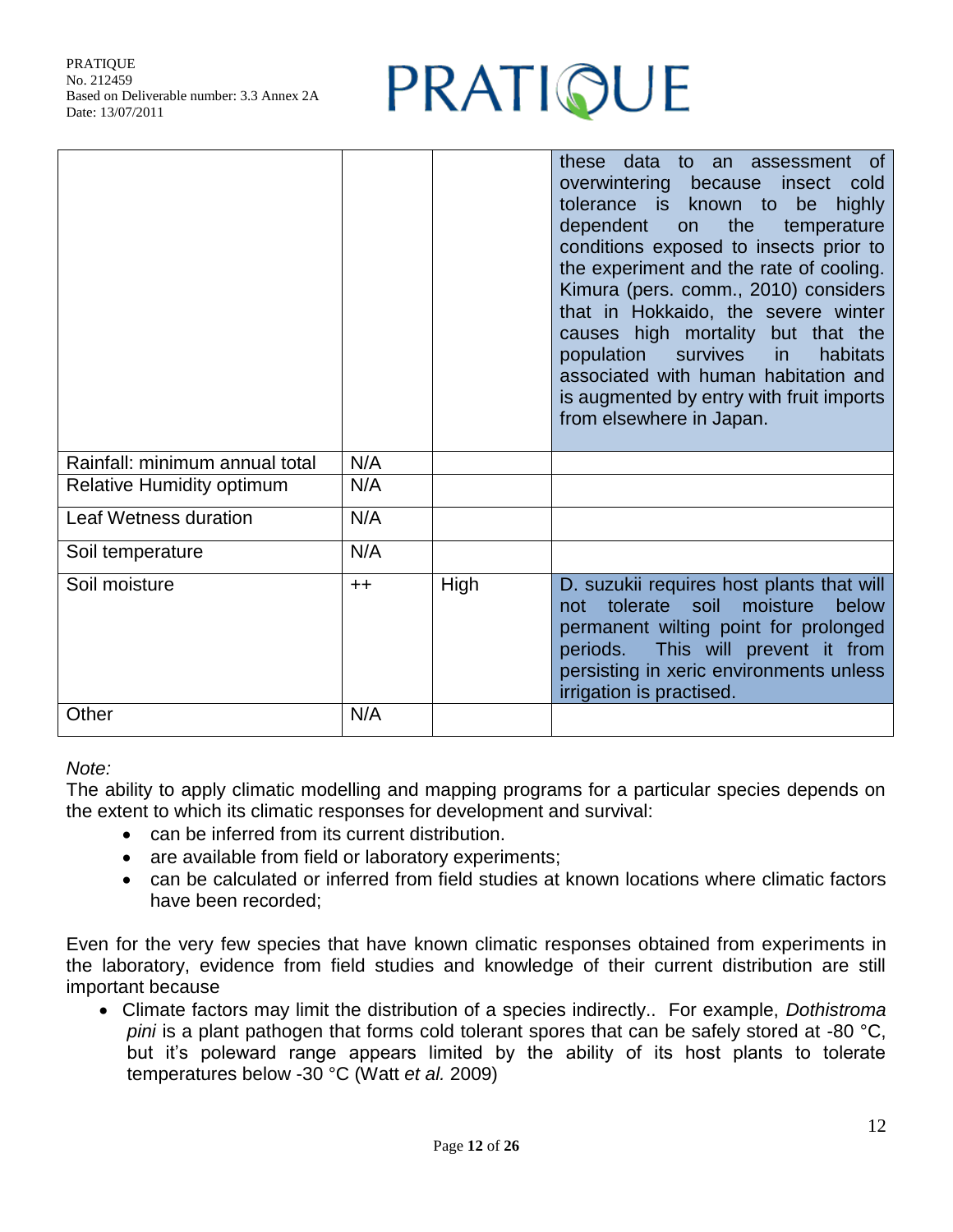| | | | |
|---|---|---|---|
| | | | these data to an assessment of overwintering because insect cold tolerance is known to be highly dependent on the temperature conditions exposed to insects prior to the experiment and the rate of cooling. Kimura (pers. comm., 2010) considers that in Hokkaido, the severe winter causes high mortality but that the population survives in habitats associated with human habitation and is augmented by entry with fruit imports from elsewhere in Japan. |
| Rainfall: minimum annual total | N/A | | |
| Relative Humidity optimum | N/A | | |
| Leaf Wetness duration | N/A | | |
| Soil temperature | N/A | | |
| Soil moisture | ++ | High | D. suzukii requires host plants that will not tolerate soil moisture below permanent wilting point for prolonged periods. This will prevent it from persisting in xeric environments unless irrigation is practised. |
| Other | N/A | | |

*Note:*

The ability to apply climatic modelling and mapping programs for a particular species depends on the extent to which its climatic responses for development and survival:

- can be inferred from its current distribution.
- are available from field or laboratory experiments;
- can be calculated or inferred from field studies at known locations where climatic factors have been recorded;

Even for the very few species that have known climatic responses obtained from experiments in the laboratory, evidence from field studies and knowledge of their current distribution are still important because

- Climate factors may limit the distribution of a species indirectly.. For example, *Dothistroma pini* is a plant pathogen that forms cold tolerant spores that can be safely stored at -80 °C, but it's poleward range appears limited by the ability of its host plants to tolerate temperatures below -30 °C (Watt *et al.* 2009)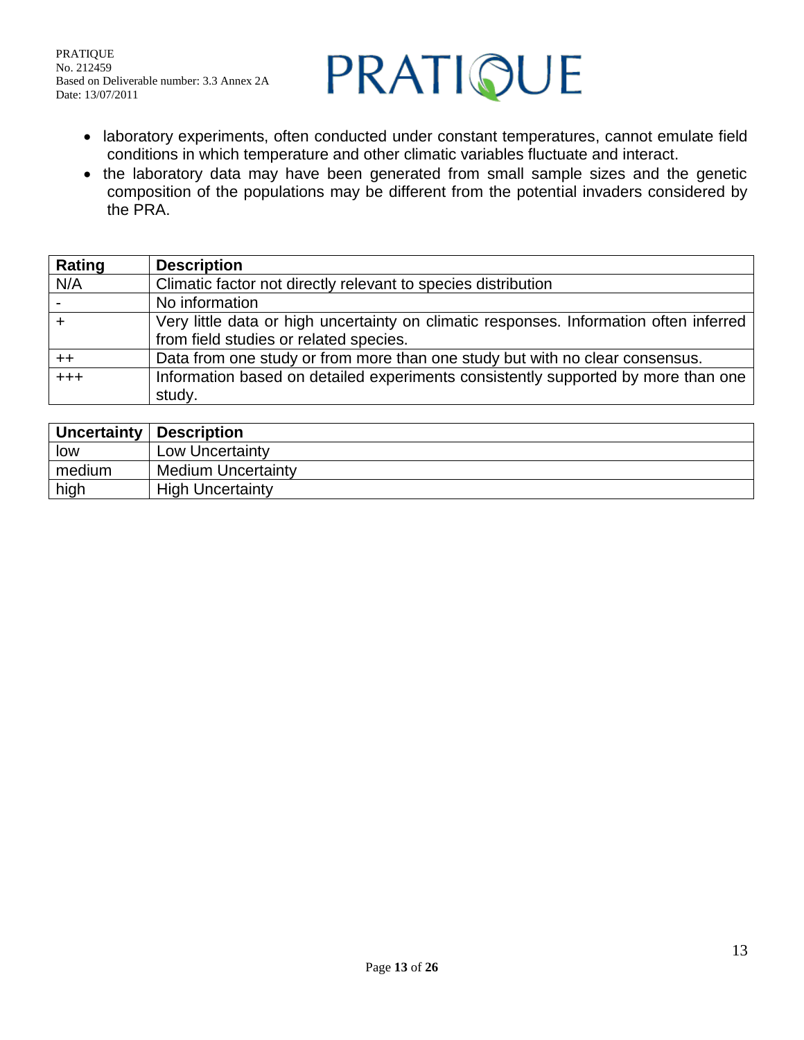- laboratory experiments, often conducted under constant temperatures, cannot emulate field conditions in which temperature and other climatic variables fluctuate and interact.
- the laboratory data may have been generated from small sample sizes and the genetic composition of the populations may be different from the potential invaders considered by the PRA.

| Rating | Description |
|---|---|
| N/A | Climatic factor not directly relevant to species distribution |
| - | No information |
| + | Very little data or high uncertainty on climatic responses. Information often inferred from field studies or related species. |
| ++ | Data from one study or from more than one study but with no clear consensus. |
| +++ | Information based on detailed experiments consistently supported by more than one study. |

| Uncertainty | Description |
|---|---|
| low | Low Uncertainty |
| medium | Medium Uncertainty |
| high | High Uncertainty |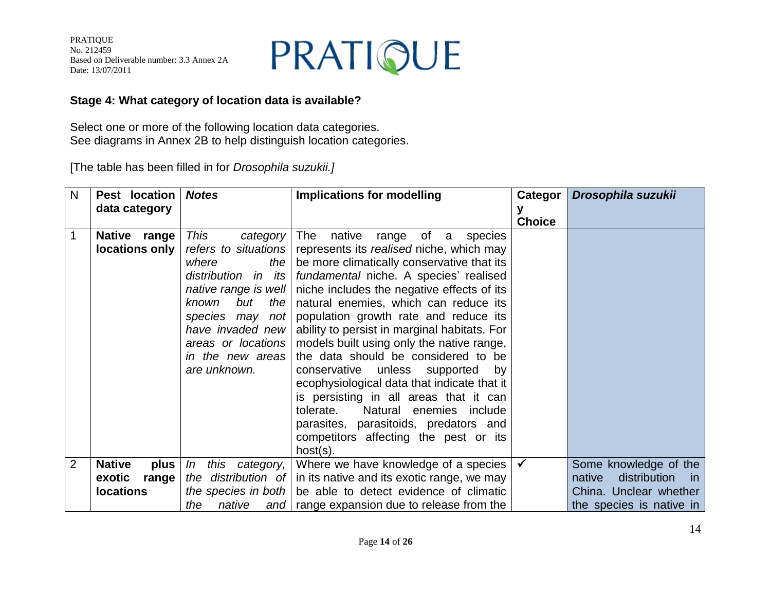### Stage 4: What category of location data is available?

Select one or more of the following location data categories.
See diagrams in Annex 2B to help distinguish location categories.

[The table has been filled in for *Drosophila suzukii.]*

| N | Pest location data category | *Notes* | Implications for modelling | Category Choice | *Drosophila suzukii* |
|---|---|---|---|---|---|
| 1 | **Native range locations only** | *This category refers to situations where the distribution in its native range is well known but the species may not have invaded new areas or locations in the new areas are unknown.* | The native range of a species represents its *realised* niche, which may be more climatically conservative that its *fundamental* niche. A species' realised niche includes the negative effects of its natural enemies, which can reduce its population growth rate and reduce its ability to persist in marginal habitats. For models built using only the native range, the data should be considered to be conservative unless supported by ecophysiological data that indicate that it is persisting in all areas that it can tolerate. Natural enemies include parasites, parasitoids, predators and competitors affecting the pest or its host(s). | | |
| 2 | **Native plus exotic range locations** | *In this category, the distribution of the species in both the native and* | Where we have knowledge of a species in its native and its exotic range, we may be able to detect evidence of climatic range expansion due to release from the | ✓ | Some knowledge of the native distribution in China. Unclear whether the species is native in |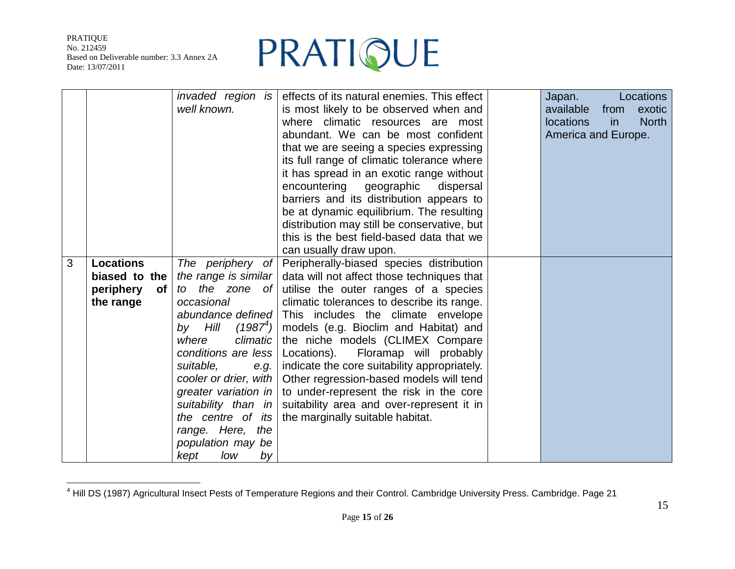| | | | | | |
|---|---|---|---|---|---|
| | | *invaded region is well known.* | effects of its natural enemies. This effect is most likely to be observed when and where climatic resources are most abundant. We can be most confident that we are seeing a species expressing its full range of climatic tolerance where it has spread in an exotic range without encountering geographic dispersal barriers and its distribution appears to be at dynamic equilibrium. The resulting distribution may still be conservative, but this is the best field-based data that we can usually draw upon. | | Japan. Locations available from exotic locations in North America and Europe. |
| 3 | **Locations biased to the periphery of the range** | *The periphery of the range is similar to the zone of occasional abundance defined by Hill (1987[4]) where climatic conditions are less suitable, e.g. cooler or drier, with greater variation in suitability than in the centre of its range. Here, the population may be kept low by* | Peripherally-biased species distribution data will not affect those techniques that utilise the outer ranges of a species climatic tolerances to describe its range. This includes the climate envelope models (e.g. Bioclim and Habitat) and the niche models (CLIMEX Compare Locations). Floramap will probably indicate the core suitability appropriately. Other regression-based models will tend to under-represent the risk in the core suitability area and over-represent it in the marginally suitable habitat. | | |

[4] Hill DS (1987) Agricultural Insect Pests of Temperature Regions and their Control. Cambridge University Press. Cambridge. Page 21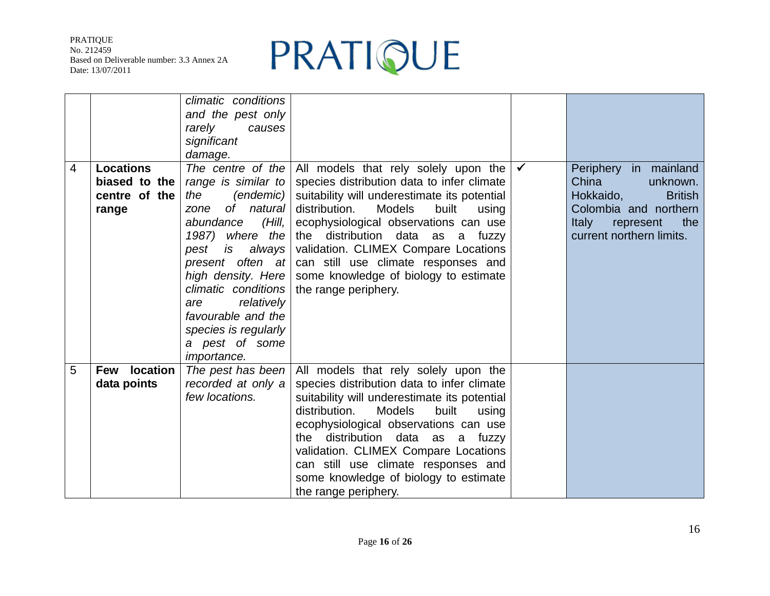| | | | | | |
|---|---|---|---|---|---|
| | | *climatic conditions and the pest only rarely causes significant damage.* | | | |
| 4 | **Locations biased to the centre of the range** | *The centre of the range is similar to the (endemic) zone of natural abundance (Hill, 1987) where the pest is always present often at high density. Here climatic conditions are relatively favourable and the species is regularly a pest of some importance.* | All models that rely solely upon the species distribution data to infer climate suitability will underestimate its potential distribution. Models built using ecophysiological observations can use the distribution data as a fuzzy validation. CLIMEX Compare Locations can still use climate responses and some knowledge of biology to estimate the range periphery. | ✓ | Periphery in mainland China unknown. Hokkaido, British Colombia and northern Italy represent the current northern limits. |
| 5 | **Few location data points** | *The pest has been recorded at only a few locations.* | All models that rely solely upon the species distribution data to infer climate suitability will underestimate its potential distribution. Models built using ecophysiological observations can use the distribution data as a fuzzy validation. CLIMEX Compare Locations can still use climate responses and some knowledge of biology to estimate the range periphery. | | |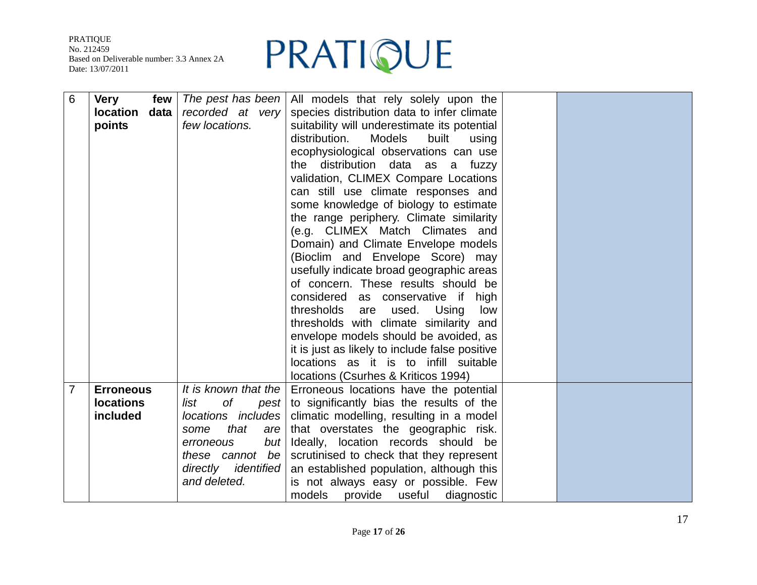| 6 | **Very few location data points** | *The pest has been recorded at very few locations.* | All models that rely solely upon the species distribution data to infer climate suitability will underestimate its potential distribution. Models built using ecophysiological observations can use the distribution data as a fuzzy validation, CLIMEX Compare Locations can still use climate responses and some knowledge of biology to estimate the range periphery. Climate similarity (e.g. CLIMEX Match Climates and Domain) and Climate Envelope models (Bioclim and Envelope Score) may usefully indicate broad geographic areas of concern. These results should be considered as conservative if high thresholds are used. Using low thresholds with climate similarity and envelope models should be avoided, as it is just as likely to include false positive locations as it is to infill suitable locations (Csurhes & Kriticos 1994) | | |
|---|---|---|---|---|---|
| 7 | **Erroneous locations included** | *It is known that the list of pest locations includes some that are erroneous but these cannot be directly identified and deleted.* | Erroneous locations have the potential to significantly bias the results of the climatic modelling, resulting in a model that overstates the geographic risk. Ideally, location records should be scrutinised to check that they represent an established population, although this is not always easy or possible. Few models provide useful diagnostic | | |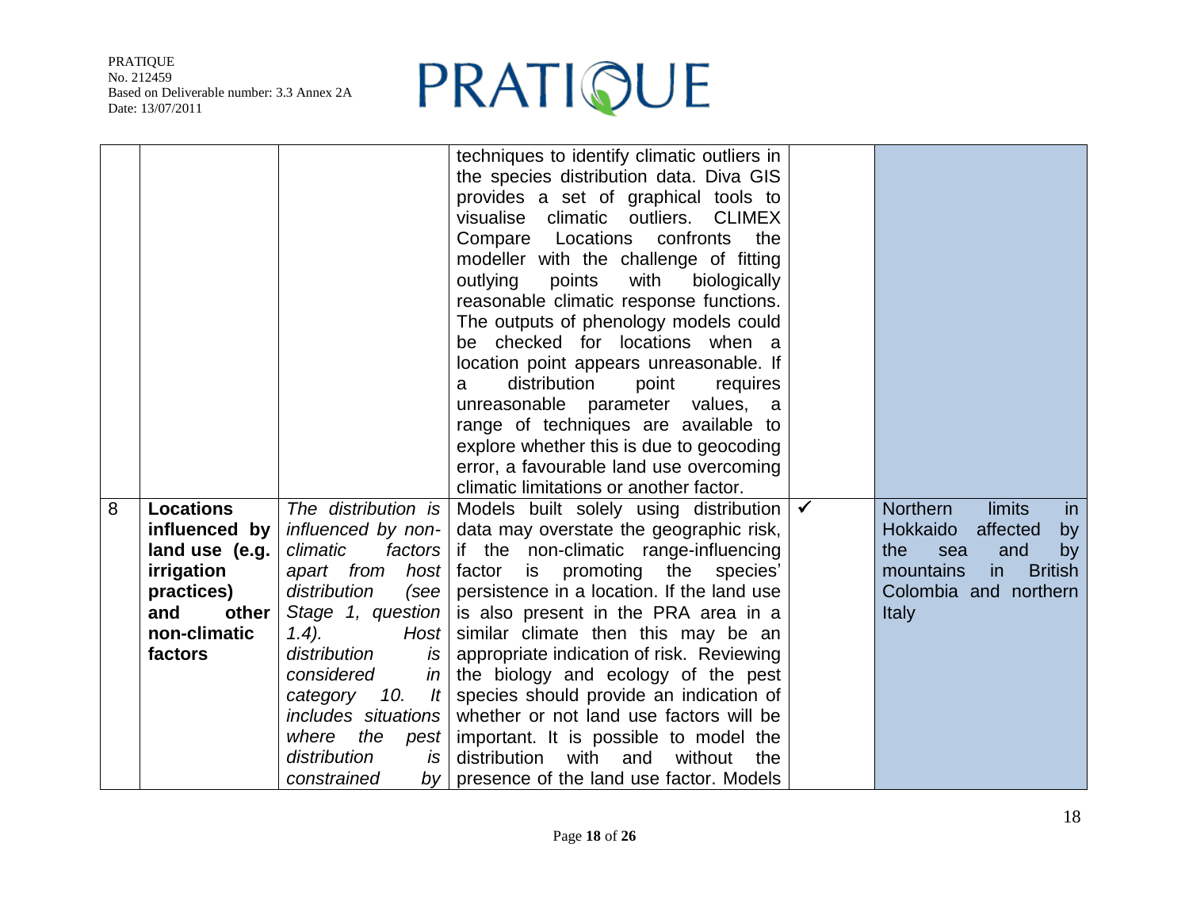|  |  |  |  |  |  |
|---|---|---|---|---|---|
|  |  |  | techniques to identify climatic outliers in the species distribution data. Diva GIS provides a set of graphical tools to visualise climatic outliers. CLIMEX Compare Locations confronts the modeller with the challenge of fitting outlying points with biologically reasonable climatic response functions. The outputs of phenology models could be checked for locations when a location point appears unreasonable. If a distribution point requires unreasonable parameter values, a range of techniques are available to explore whether this is due to geocoding error, a favourable land use overcoming climatic limitations or another factor. |  |  |
| 8 | **Locations influenced by land use (e.g. irrigation practices) and other non-climatic factors** | *The distribution is influenced by non-climatic factors apart from host distribution (see Stage 1, question 1.4). Host distribution is considered in category 10. It includes situations where the pest distribution is constrained by* | Models built solely using distribution data may overstate the geographic risk, if the non-climatic range-influencing factor is promoting the species' persistence in a location. If the land use is also present in the PRA area in a similar climate then this may be an appropriate indication of risk. Reviewing the biology and ecology of the pest species should provide an indication of whether or not land use factors will be important. It is possible to model the distribution with and without the presence of the land use factor. Models | ✓ | Northern limits in Hokkaido affected by the sea and by mountains in British Colombia and northern Italy |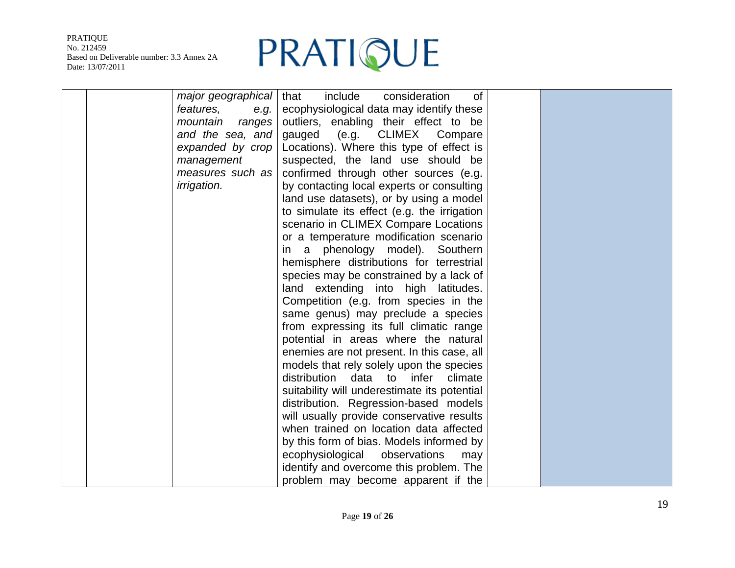| | | | | | |
|---|---|---|---|---|---|
| | | *major geographical features, e.g. mountain ranges and the sea, and expanded by crop management measures such as irrigation.* | that include consideration of ecophysiological data may identify these outliers, enabling their effect to be gauged (e.g. CLIMEX Compare Locations). Where this type of effect is suspected, the land use should be confirmed through other sources (e.g. by contacting local experts or consulting land use datasets), or by using a model to simulate its effect (e.g. the irrigation scenario in CLIMEX Compare Locations or a temperature modification scenario in a phenology model). Southern hemisphere distributions for terrestrial species may be constrained by a lack of land extending into high latitudes. Competition (e.g. from species in the same genus) may preclude a species from expressing its full climatic range potential in areas where the natural enemies are not present. In this case, all models that rely solely upon the species distribution data to infer climate suitability will underestimate its potential distribution. Regression-based models will usually provide conservative results when trained on location data affected by this form of bias. Models informed by ecophysiological observations may identify and overcome this problem. The problem may become apparent if the | | |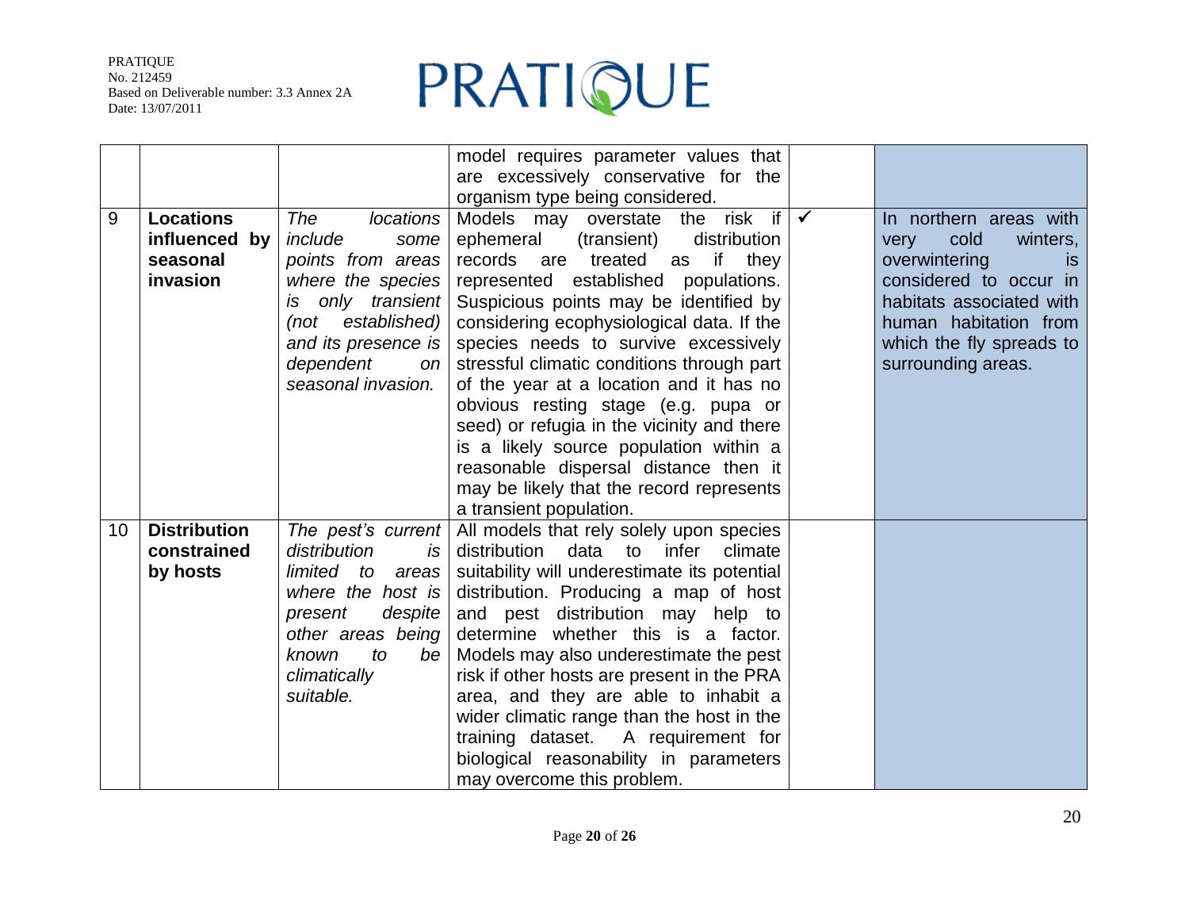| | | | model requires parameter values that are excessively conservative for the organism type being considered. | | |
|---|---|---|---|---|---|
| 9 | **Locations influenced by seasonal invasion** | *The locations include some points from areas where the species is only transient (not established) and its presence is dependent on seasonal invasion.* | Models may overstate the risk if ephemeral (transient) distribution records are treated as if they represented established populations. Suspicious points may be identified by considering ecophysiological data. If the species needs to survive excessively stressful climatic conditions through part of the year at a location and it has no obvious resting stage (e.g. pupa or seed) or refugia in the vicinity and there is a likely source population within a reasonable dispersal distance then it may be likely that the record represents a transient population. | ✓ | In northern areas with very cold winters, overwintering is considered to occur in habitats associated with human habitation from which the fly spreads to surrounding areas. |
| 10 | **Distribution constrained by hosts** | *The pest's current distribution is limited to areas where the host is present despite other areas being known to be climatically suitable.* | All models that rely solely upon species distribution data to infer climate suitability will underestimate its potential distribution. Producing a map of host and pest distribution may help to determine whether this is a factor. Models may also underestimate the pest risk if other hosts are present in the PRA area, and they are able to inhabit a wider climatic range than the host in the training dataset. A requirement for biological reasonability in parameters may overcome this problem. | | |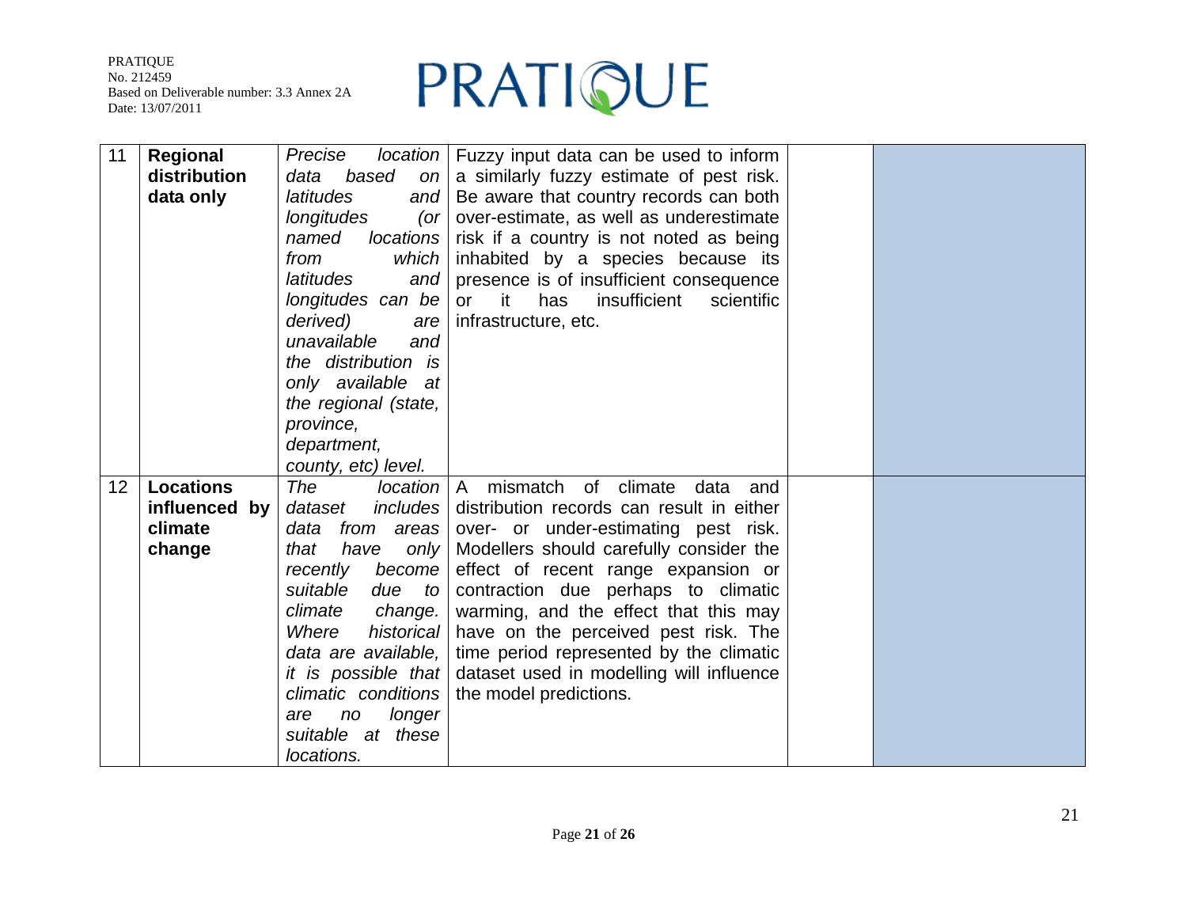| 11 | **Regional distribution data only** | *Precise location data based on latitudes and longitudes (or named locations from which latitudes and longitudes can be derived) are unavailable and the distribution is only available at the regional (state, province, department, county, etc) level.* | Fuzzy input data can be used to inform a similarly fuzzy estimate of pest risk. Be aware that country records can both over-estimate, as well as underestimate risk if a country is not noted as being inhabited by a species because its presence is of insufficient consequence or it has insufficient scientific infrastructure, etc. | | |
|---|---|---|---|---|---|
| 12 | **Locations influenced by climate change** | *The location dataset includes data from areas that have only recently become suitable due to climate change. Where historical data are available, it is possible that climatic conditions are no longer suitable at these locations.* | A mismatch of climate data and distribution records can result in either over- or under-estimating pest risk. Modellers should carefully consider the effect of recent range expansion or contraction due perhaps to climatic warming, and the effect that this may have on the perceived pest risk. The time period represented by the climatic dataset used in modelling will influence the model predictions. | | |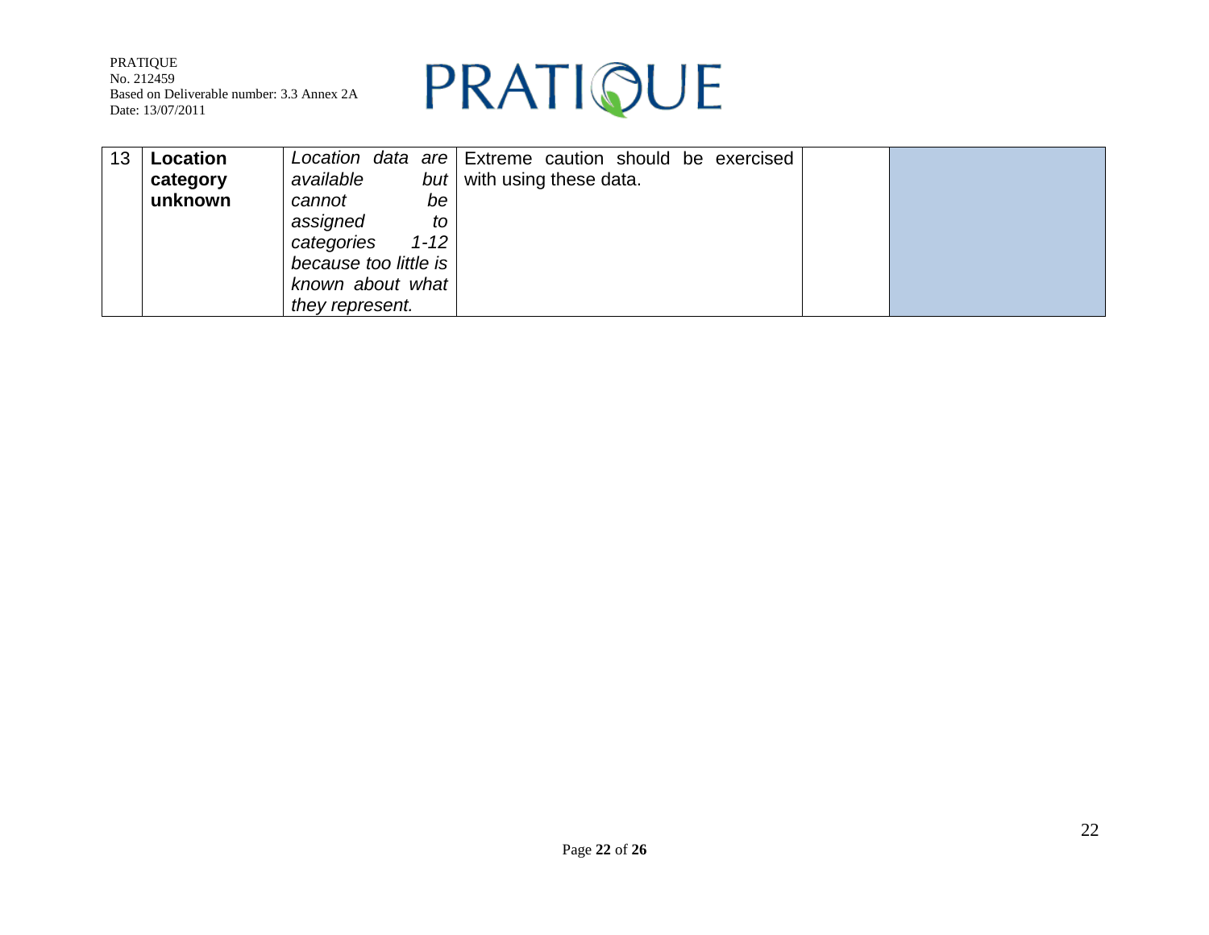| 13 | **Location category unknown** | *Location data are available but cannot be assigned to categories 1-12 because too little is known about what they represent.* | Extreme caution should be exercised with using these data. | | |
|---|---|---|---|---|---|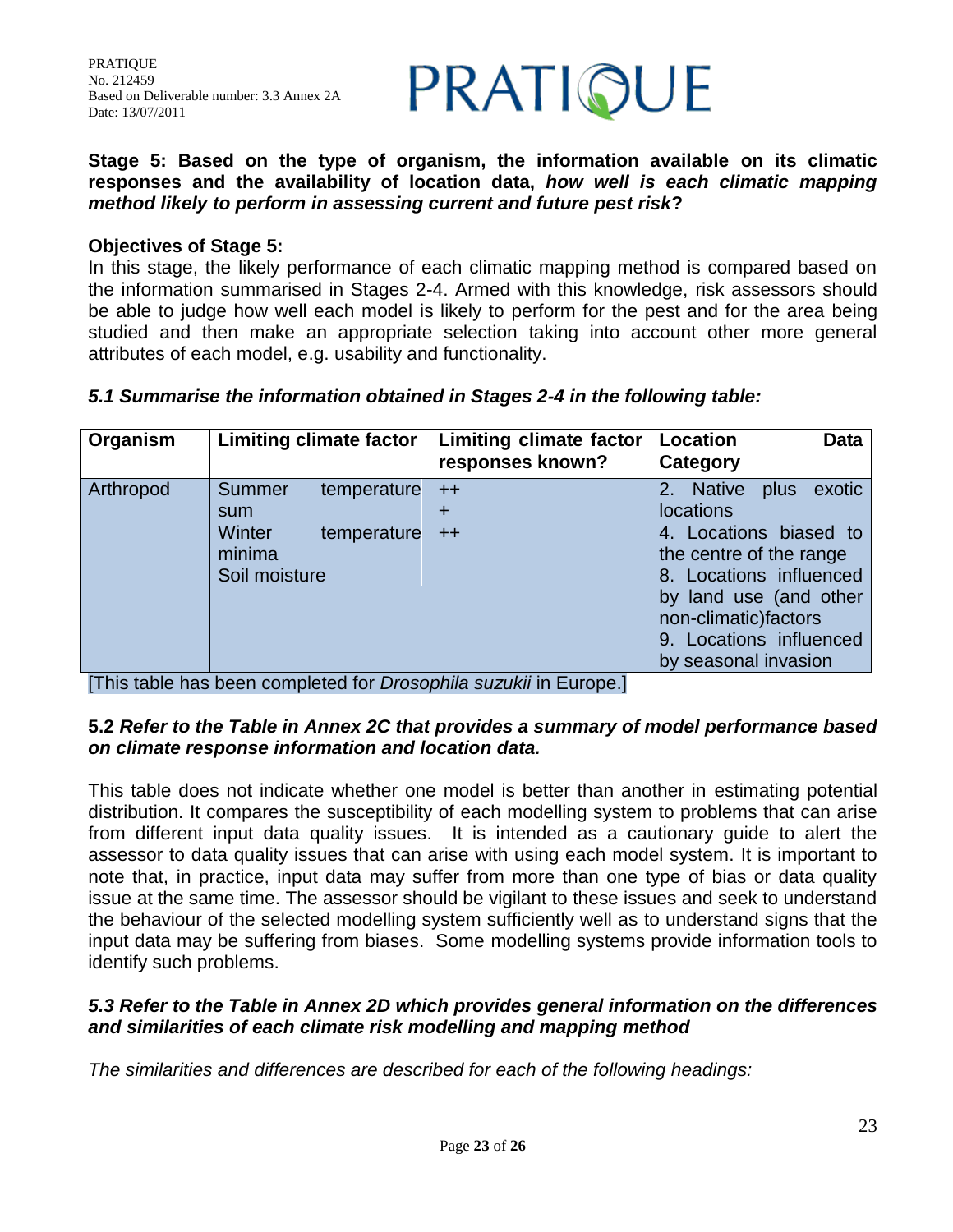**Stage 5: Based on the type of organism, the information available on its climatic responses and the availability of location data, *how well is each climatic mapping method likely to perform in assessing current and future pest risk*?**

**Objectives of Stage 5:**

In this stage, the likely performance of each climatic mapping method is compared based on the information summarised in Stages 2-4. Armed with this knowledge, risk assessors should be able to judge how well each model is likely to perform for the pest and for the area being studied and then make an appropriate selection taking into account other more general attributes of each model, e.g. usability and functionality.

***5.1 Summarise the information obtained in Stages 2-4 in the following table:***

| Organism | Limiting climate factor | Limiting climate factor responses known? | Location Data Category |
|---|---|---|---|
| Arthropod | Summer temperature sum<br>Winter temperature minima<br>Soil moisture | ++<br>+<br>++ | 2. Native plus exotic locations<br>4. Locations biased to the centre of the range<br>8. Locations influenced by land use (and other non-climatic)factors<br>9. Locations influenced by seasonal invasion |

[This table has been completed for *Drosophila suzukii* in Europe.]

**5.2 *Refer to the Table in Annex 2C that provides a summary of model performance based on climate response information and location data.***

This table does not indicate whether one model is better than another in estimating potential distribution. It compares the susceptibility of each modelling system to problems that can arise from different input data quality issues. It is intended as a cautionary guide to alert the assessor to data quality issues that can arise with using each model system. It is important to note that, in practice, input data may suffer from more than one type of bias or data quality issue at the same time. The assessor should be vigilant to these issues and seek to understand the behaviour of the selected modelling system sufficiently well as to understand signs that the input data may be suffering from biases. Some modelling systems provide information tools to identify such problems.

***5.3 Refer to the Table in Annex 2D which provides general information on the differences and similarities of each climate risk modelling and mapping method***

*The similarities and differences are described for each of the following headings:*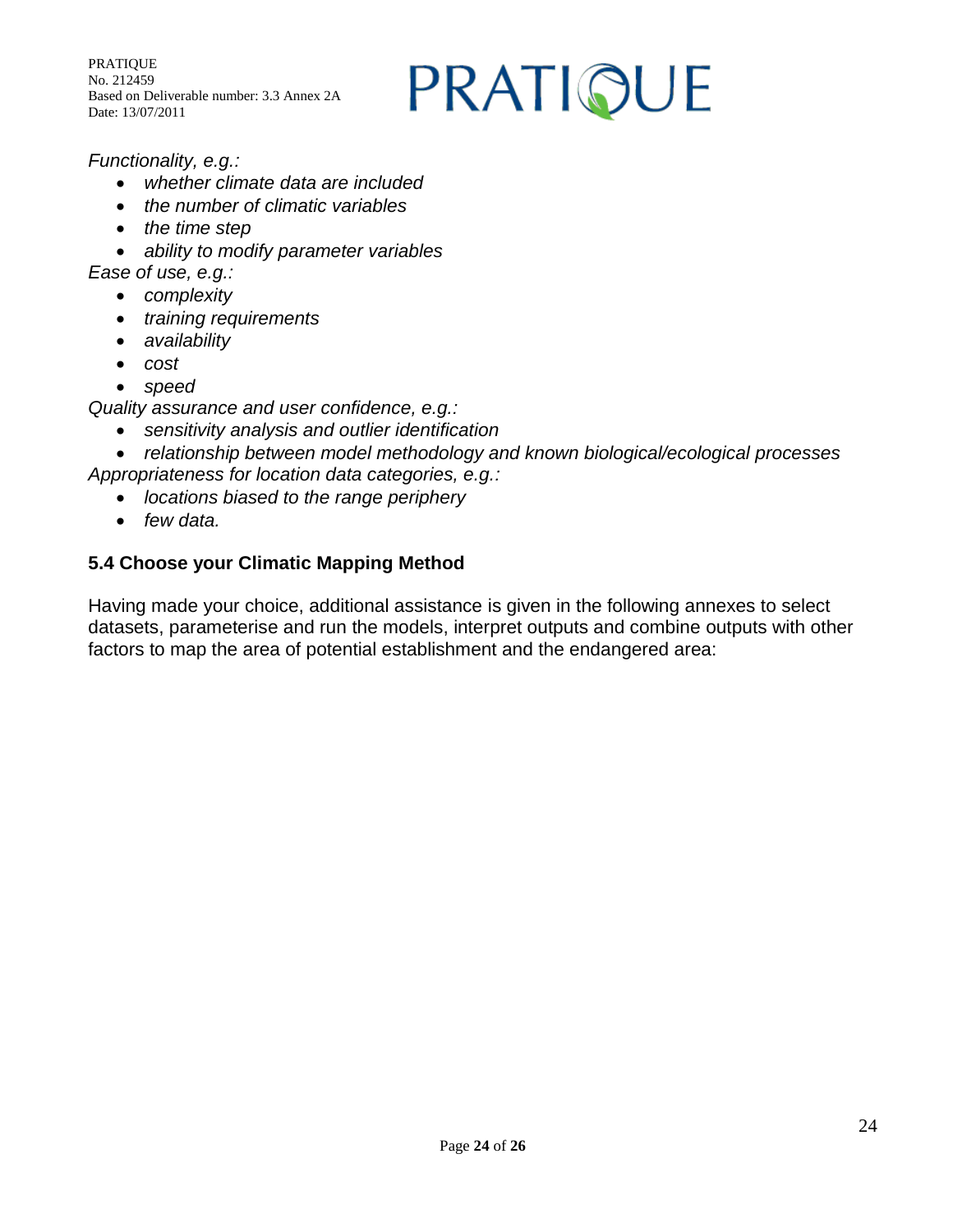*Functionality, e.g.:*

- *whether climate data are included*
- *the number of climatic variables*
- *the time step*
- *ability to modify parameter variables*

*Ease of use, e.g.:*

- *complexity*
- *training requirements*
- *availability*
- *cost*
- *speed*

*Quality assurance and user confidence, e.g.:*

- *sensitivity analysis and outlier identification*
- *relationship between model methodology and known biological/ecological processes*

*Appropriateness for location data categories, e.g.:*

- *locations biased to the range periphery*
- *few data.*

### 5.4 Choose your Climatic Mapping Method

Having made your choice, additional assistance is given in the following annexes to select datasets, parameterise and run the models, interpret outputs and combine outputs with other factors to map the area of potential establishment and the endangered area: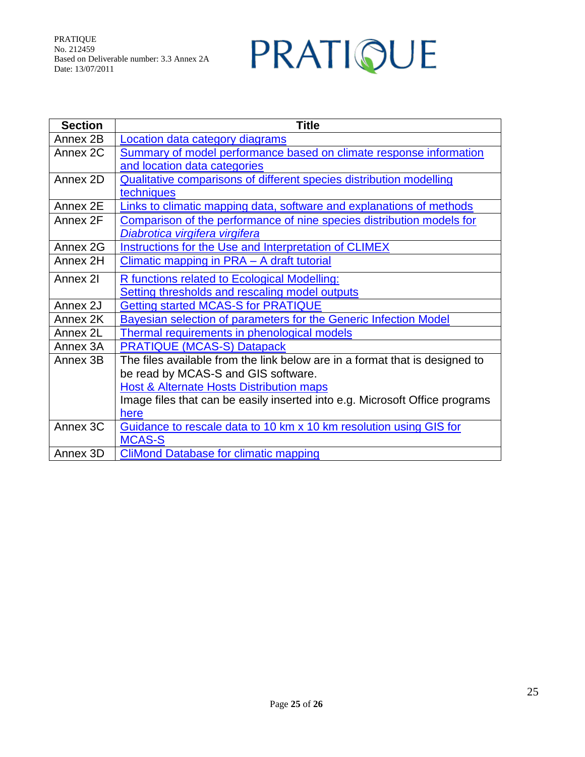| Section | Title |
|---|---|
| Annex 2B | Location data category diagrams |
| Annex 2C | Summary of model performance based on climate response information and location data categories |
| Annex 2D | Qualitative comparisons of different species distribution modelling techniques |
| Annex 2E | Links to climatic mapping data, software and explanations of methods |
| Annex 2F | Comparison of the performance of nine species distribution models for *Diabrotica virgifera virgifera* |
| Annex 2G | Instructions for the Use and Interpretation of CLIMEX |
| Annex 2H | Climatic mapping in PRA – A draft tutorial |
| Annex 2I | R functions related to Ecological Modelling: Setting thresholds and rescaling model outputs |
| Annex 2J | Getting started MCAS-S for PRATIQUE |
| Annex 2K | Bayesian selection of parameters for the Generic Infection Model |
| Annex 2L | Thermal requirements in phenological models |
| Annex 3A | PRATIQUE (MCAS-S) Datapack |
| Annex 3B | The files available from the link below are in a format that is designed to be read by MCAS-S and GIS software. Host & Alternate Hosts Distribution maps Image files that can be easily inserted into e.g. Microsoft Office programs here |
| Annex 3C | Guidance to rescale data to 10 km x 10 km resolution using GIS for MCAS-S |
| Annex 3D | CliMond Database for climatic mapping |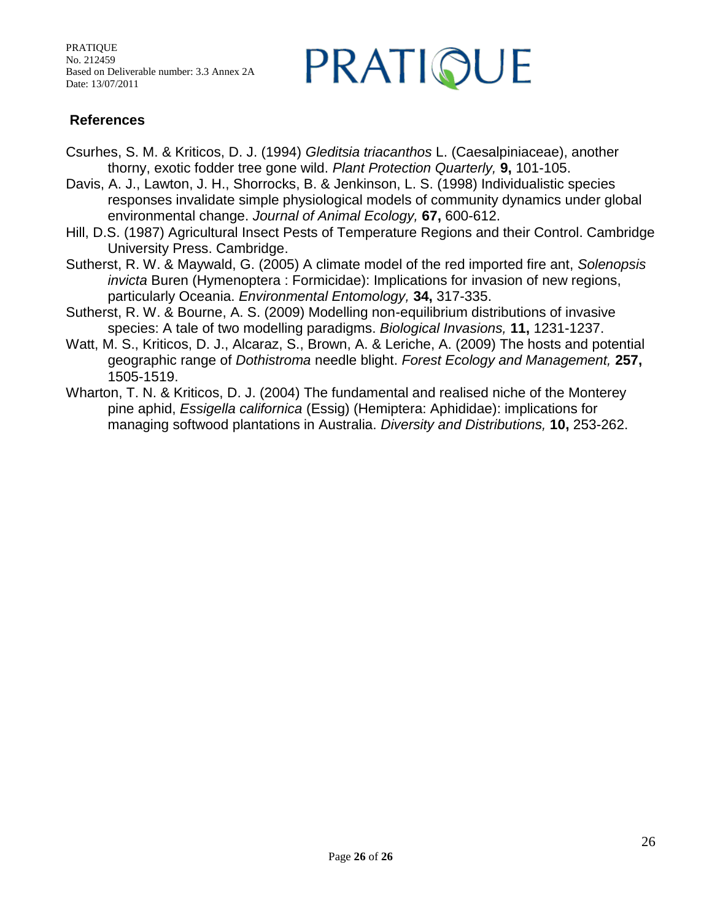## References

Csurhes, S. M. & Kriticos, D. J. (1994) *Gleditsia triacanthos* L. (Caesalpiniaceae), another thorny, exotic fodder tree gone wild. *Plant Protection Quarterly,* **9,** 101-105.

Davis, A. J., Lawton, J. H., Shorrocks, B. & Jenkinson, L. S. (1998) Individualistic species responses invalidate simple physiological models of community dynamics under global environmental change. *Journal of Animal Ecology,* **67,** 600-612.

Hill, D.S. (1987) Agricultural Insect Pests of Temperature Regions and their Control. Cambridge University Press. Cambridge.

Sutherst, R. W. & Maywald, G. (2005) A climate model of the red imported fire ant, *Solenopsis invicta* Buren (Hymenoptera : Formicidae): Implications for invasion of new regions, particularly Oceania. *Environmental Entomology,* **34,** 317-335.

Sutherst, R. W. & Bourne, A. S. (2009) Modelling non-equilibrium distributions of invasive species: A tale of two modelling paradigms. *Biological Invasions,* **11,** 1231-1237.

Watt, M. S., Kriticos, D. J., Alcaraz, S., Brown, A. & Leriche, A. (2009) The hosts and potential geographic range of *Dothistroma* needle blight. *Forest Ecology and Management,* **257,** 1505-1519.

Wharton, T. N. & Kriticos, D. J. (2004) The fundamental and realised niche of the Monterey pine aphid, *Essigella californica* (Essig) (Hemiptera: Aphididae): implications for managing softwood plantations in Australia. *Diversity and Distributions,* **10,** 253-262.